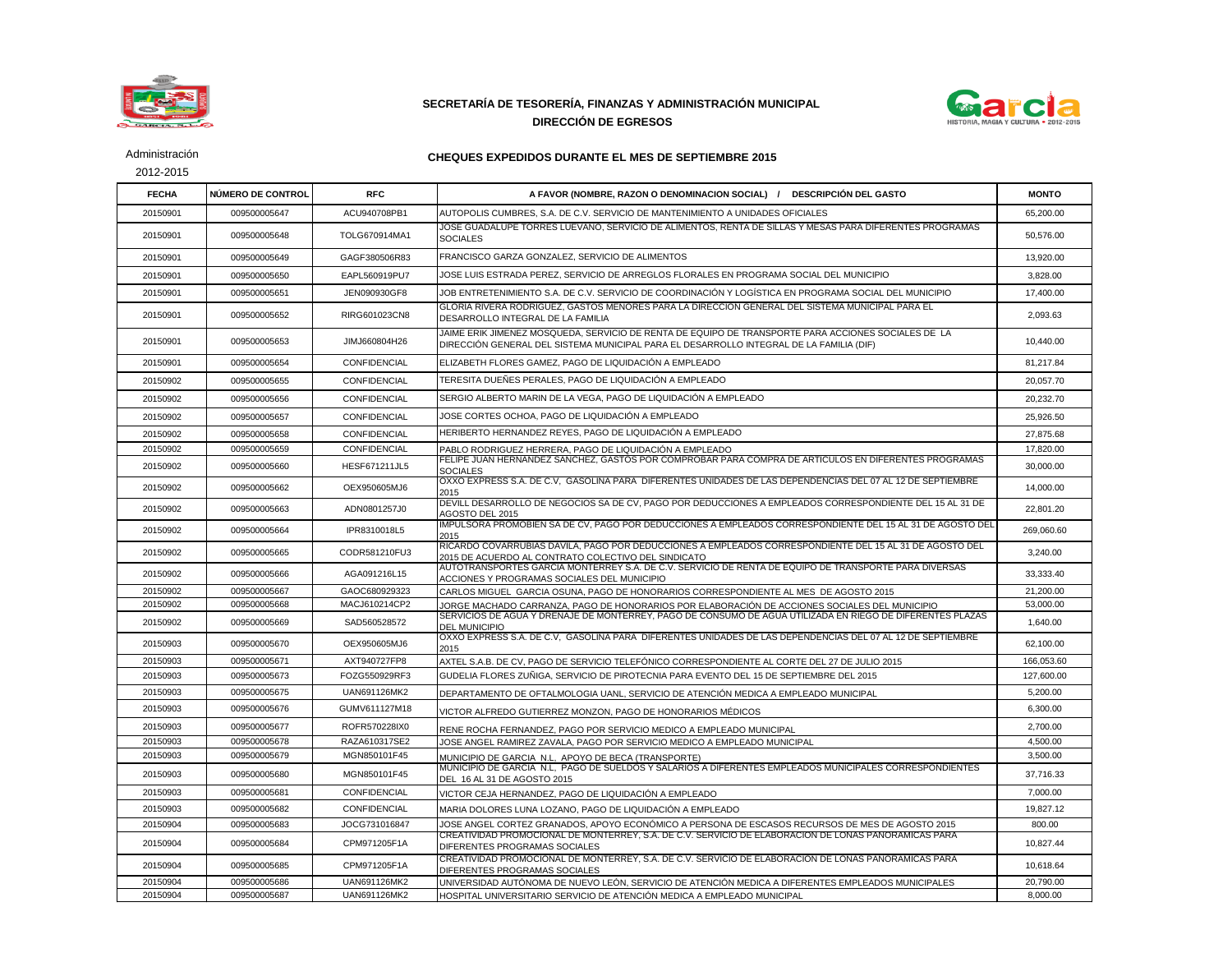**SECRETARÍA DE TESORERÍA, FINANZAS Y ADMINISTRACIÓN MUNICIPAL**

**DIRECCIÓN DE EGRESOS**

Administración
2012-2015

**CHEQUES EXPEDIDOS DURANTE EL MES DE SEPTIEMBRE 2015**

| FECHA | NÚMERO DE CONTROL | RFC | A FAVOR (NOMBRE, RAZON O DENOMINACION SOCIAL) / DESCRIPCIÓN DEL GASTO | MONTO |
|---|---|---|---|---|
| 20150901 | 009500005647 | ACU940708PB1 | AUTOPOLIS CUMBRES, S.A. DE C.V. SERVICIO DE MANTENIMIENTO A UNIDADES OFICIALES | 65,200.00 |
| 20150901 | 009500005648 | TOLG670914MA1 | JOSE GUADALUPE TORRES LUEVANO, SERVICIO DE ALIMENTOS, RENTA DE SILLAS Y MESAS PARA DIFERENTES PROGRAMAS SOCIALES | 50,576.00 |
| 20150901 | 009500005649 | GAGF380506R83 | FRANCISCO GARZA GONZALEZ, SERVICIO DE ALIMENTOS | 13,920.00 |
| 20150901 | 009500005650 | EAPL560919PU7 | JOSE LUIS ESTRADA PEREZ, SERVICIO DE ARREGLOS FLORALES EN PROGRAMA SOCIAL DEL MUNICIPIO | 3,828.00 |
| 20150901 | 009500005651 | JEN090930GF8 | JOB ENTRETENIMIENTO S.A. DE C.V. SERVICIO DE COORDINACIÓN Y LOGÍSTICA EN PROGRAMA SOCIAL DEL MUNICIPIO | 17,400.00 |
| 20150901 | 009500005652 | RIRG601023CN8 | GLORIA RIVERA RODRIGUEZ, GASTOS MENORES PARA LA DIRECCIÓN GENERAL DEL SISTEMA MUNICIPAL PARA EL DESARROLLO INTEGRAL DE LA FAMILIA | 2,093.63 |
| 20150901 | 009500005653 | JIMJ660804H26 | JAIME ERIK JIMENEZ MOSQUEDA, SERVICIO DE RENTA DE EQUIPO DE TRANSPORTE PARA ACCIONES SOCIALES DE LA DIRECCIÓN GENERAL DEL SISTEMA MUNICIPAL PARA EL DESARROLLO INTEGRAL DE LA FAMILIA (DIF) | 10,440.00 |
| 20150901 | 009500005654 | CONFIDENCIAL | ELIZABETH FLORES GAMEZ, PAGO DE LIQUIDACIÓN A EMPLEADO | 81,217.84 |
| 20150902 | 009500005655 | CONFIDENCIAL | TERESITA DUEÑES PERALES, PAGO DE LIQUIDACIÓN A EMPLEADO | 20,057.70 |
| 20150902 | 009500005656 | CONFIDENCIAL | SERGIO ALBERTO MARIN DE LA VEGA, PAGO DE LIQUIDACIÓN A EMPLEADO | 20,232.70 |
| 20150902 | 009500005657 | CONFIDENCIAL | JOSE CORTES OCHOA, PAGO DE LIQUIDACIÓN A EMPLEADO | 25,926.50 |
| 20150902 | 009500005658 | CONFIDENCIAL | HERIBERTO HERNANDEZ REYES, PAGO DE LIQUIDACIÓN A EMPLEADO | 27,875.68 |
| 20150902 | 009500005659 | CONFIDENCIAL | PABLO RODRIGUEZ HERRERA, PAGO DE LIQUIDACIÓN A EMPLEADO | 17,820.00 |
| 20150902 | 009500005660 | HESF671211JL5 | FELIPE JUAN HERNANDEZ SANCHEZ, GASTOS POR COMPROBAR PARA COMPRA DE ARTICULOS EN DIFERENTES PROGRAMAS SOCIALES | 30,000.00 |
| 20150902 | 009500005662 | OEX950605MJ6 | OXXO EXPRESS S.A. DE C.V, GASOLINA PARA DIFERENTES UNIDADES DE LAS DEPENDENCIAS DEL 07 AL 12 DE SEPTIEMBRE 2015 | 14,000.00 |
| 20150902 | 009500005663 | ADN0801257J0 | DEVILL DESARROLLO DE NEGOCIOS SA DE CV, PAGO POR DEDUCCIONES A EMPLEADOS CORRESPONDIENTE DEL 15 AL 31 DE AGOSTO DEL 2015 | 22,801.20 |
| 20150902 | 009500005664 | IPR8310018L5 | IMPULSORA PROMOBIEN SA DE CV, PAGO POR DEDUCCIONES A EMPLEADOS CORRESPONDIENTE DEL 15 AL 31 DE AGOSTO DEL 2015 | 269,060.60 |
| 20150902 | 009500005665 | CODR581210FU3 | RICARDO COVARRUBIAS DAVILA, PAGO POR DEDUCCIONES A EMPLEADOS CORRESPONDIENTE DEL 15 AL 31 DE AGOSTO DEL 2015 DE ACUERDO AL CONTRATO COLECTIVO DEL SINDICATO | 3,240.00 |
| 20150902 | 009500005666 | AGA091216L15 | AUTOTRANSPORTES GARCIA MONTERREY S.A. DE C.V. SERVICIO DE RENTA DE EQUIPO DE TRANSPORTE PARA DIVERSAS ACCIONES Y PROGRAMAS SOCIALES DEL MUNICIPIO | 33,333.40 |
| 20150902 | 009500005667 | GAOC680929323 | CARLOS MIGUEL GARCIA OSUNA, PAGO DE HONORARIOS CORRESPONDIENTE AL MES DE AGOSTO 2015 | 21,200.00 |
| 20150902 | 009500005668 | MACJ610214CP2 | JORGE MACHADO CARRANZA, PAGO DE HONORARIOS POR ELABORACIÓN DE ACCIONES SOCIALES DEL MUNICIPIO | 53,000.00 |
| 20150902 | 009500005669 | SAD560528572 | SERVICIOS DE AGUA Y DRENAJE DE MONTERREY, PAGO DE CONSUMO DE AGUA UTILIZADA EN RIEGO DE DIFERENTES PLAZAS DEL MUNICIPIO | 1,640.00 |
| 20150903 | 009500005670 | OEX950605MJ6 | OXXO EXPRESS S.A. DE C.V, GASOLINA PARA DIFERENTES UNIDADES DE LAS DEPENDENCIAS DEL 07 AL 12 DE SEPTIEMBRE 2015 | 62,100.00 |
| 20150903 | 009500005671 | AXT940727FP8 | AXTEL S.A.B. DE CV, PAGO DE SERVICIO TELEFÓNICO CORRESPONDIENTE AL CORTE DEL 27 DE JULIO 2015 | 166,053.60 |
| 20150903 | 009500005673 | FOZG550929RF3 | GUDELIA FLORES ZUÑIGA, SERVICIO DE PIROTECNIA PARA EVENTO DEL 15 DE SEPTIEMBRE DEL 2015 | 127,600.00 |
| 20150903 | 009500005675 | UAN691126MK2 | DEPARTAMENTO DE OFTALMOLOGIA UANL, SERVICIO DE ATENCIÓN MEDICA A EMPLEADO MUNICIPAL | 5,200.00 |
| 20150903 | 009500005676 | GUMV611127M18 | VICTOR ALFREDO GUTIERREZ MONZON, PAGO DE HONORARIOS MÉDICOS | 6,300.00 |
| 20150903 | 009500005677 | ROFR570228IX0 | RENE ROCHA FERNANDEZ, PAGO POR SERVICIO MEDICO A EMPLEADO MUNICIPAL | 2,700.00 |
| 20150903 | 009500005678 | RAZA610317SE2 | JOSE ANGEL RAMIREZ ZAVALA, PAGO POR SERVICIO MEDICO A EMPLEADO MUNICIPAL | 4,500.00 |
| 20150903 | 009500005679 | MGN850101F45 | MUNICIPIO DE GARCIA N.L. APOYO DE BECA (TRANSPORTE) | 3,500.00 |
| 20150903 | 009500005680 | MGN850101F45 | MUNICIPIO DE GARCIA N.L. PAGO DE SUELDOS Y SALARIOS A DIFERENTES EMPLEADOS MUNICIPALES CORRESPONDIENTES DEL 16 AL 31 DE AGOSTO 2015 | 37,716.33 |
| 20150903 | 009500005681 | CONFIDENCIAL | VICTOR CEJA HERNANDEZ, PAGO DE LIQUIDACIÓN A EMPLEADO | 7,000.00 |
| 20150903 | 009500005682 | CONFIDENCIAL | MARIA DOLORES LUNA LOZANO, PAGO DE LIQUIDACIÓN A EMPLEADO | 19,827.12 |
| 20150904 | 009500005683 | JOCG731016847 | JOSE ANGEL CORTEZ GRANADOS, APOYO ECONÓMICO A PERSONA DE ESCASOS RECURSOS DE MES DE AGOSTO 2015 | 800.00 |
| 20150904 | 009500005684 | CPM971205F1A | CREATIVIDAD PROMOCIONAL DE MONTERREY, S.A. DE C.V. SERVICIO DE ELABORACIÓN DE LONAS PANORAMICAS PARA DIFERENTES PROGRAMAS SOCIALES | 10,827.44 |
| 20150904 | 009500005685 | CPM971205F1A | CREATIVIDAD PROMOCIONAL DE MONTERREY, S.A. DE C.V. SERVICIO DE ELABORACIÓN DE LONAS PANORAMICAS PARA DIFERENTES PROGRAMAS SOCIALES | 10,618.64 |
| 20150904 | 009500005686 | UAN691126MK2 | UNIVERSIDAD AUTÓNOMA DE NUEVO LEÓN, SERVICIO DE ATENCIÓN MEDICA A DIFERENTES EMPLEADOS MUNICIPALES | 20,790.00 |
| 20150904 | 009500005687 | UAN691126MK2 | HOSPITAL UNIVERSITARIO SERVICIO DE ATENCIÓN MEDICA A EMPLEADO MUNICIPAL | 8,000.00 |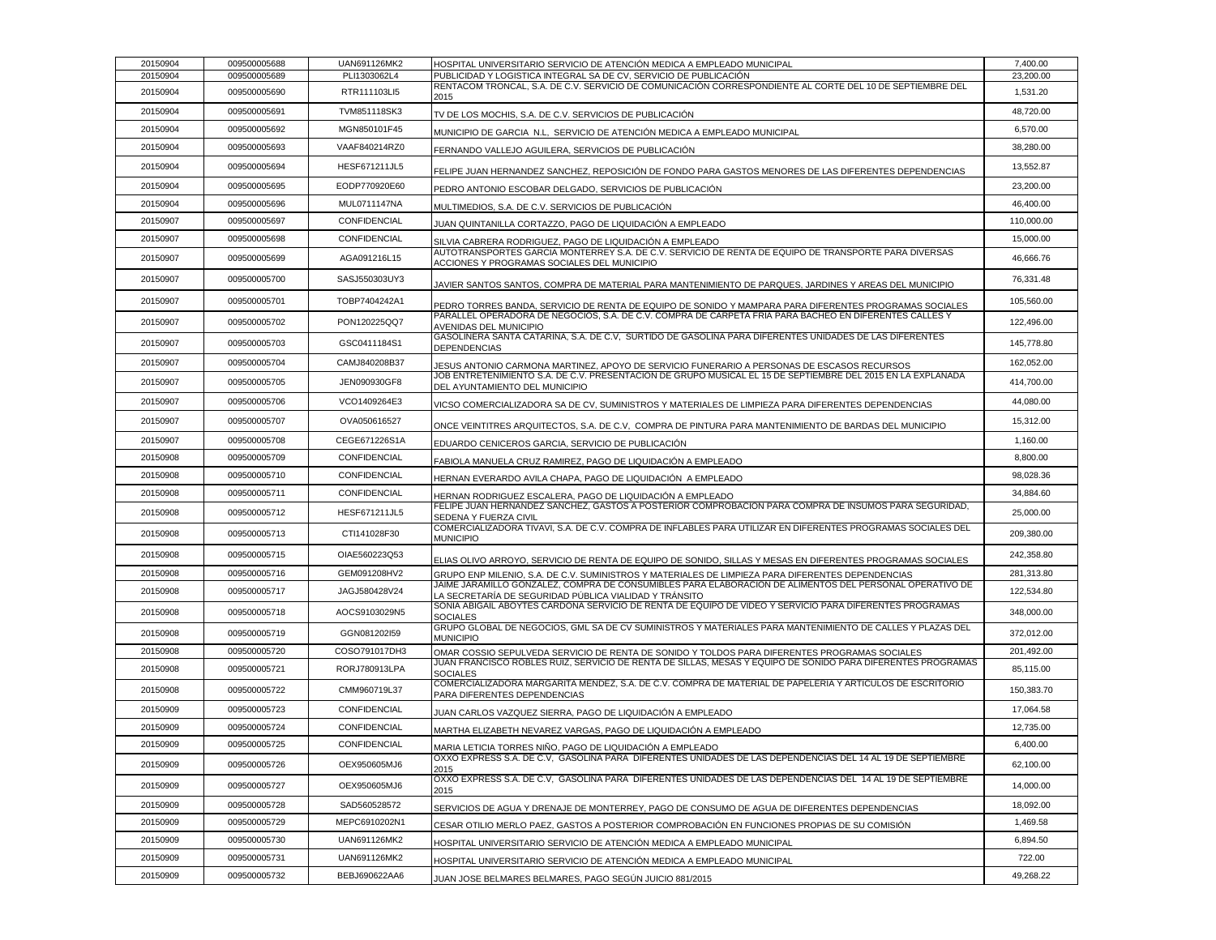| | | | | |
|---|---|---|---|---|
| 20150904 | 009500005688 | UAN691126MK2 | HOSPITAL UNIVERSITARIO SERVICIO DE ATENCIÓN MEDICA A EMPLEADO MUNICIPAL | 7,400.00 |
| 20150904 | 009500005689 | PLI1303062L4 | PUBLICIDAD Y LOGISTICA INTEGRAL SA DE CV, SERVICIO DE PUBLICACIÓN | 23,200.00 |
| 20150904 | 009500005690 | RTR111103LI5 | RENTACOM TRONCAL, S.A. DE C.V. SERVICIO DE COMUNICACIÓN CORRESPONDIENTE AL CORTE DEL 10 DE SEPTIEMBRE DEL 2015 | 1,531.20 |
| 20150904 | 009500005691 | TVM851118SK3 | TV DE LOS MOCHIS, S.A. DE C.V. SERVICIOS DE PUBLICACIÓN | 48,720.00 |
| 20150904 | 009500005692 | MGN850101F45 | MUNICIPIO DE GARCIA N.L, SERVICIO DE ATENCIÓN MEDICA A EMPLEADO MUNICIPAL | 6,570.00 |
| 20150904 | 009500005693 | VAAF840214RZ0 | FERNANDO VALLEJO AGUILERA, SERVICIOS DE PUBLICACIÓN | 38,280.00 |
| 20150904 | 009500005694 | HESF671211JL5 | FELIPE JUAN HERNANDEZ SANCHEZ, REPOSICIÓN DE FONDO PARA GASTOS MENORES DE LAS DIFERENTES DEPENDENCIAS | 13,552.87 |
| 20150904 | 009500005695 | EODP770920E60 | PEDRO ANTONIO ESCOBAR DELGADO, SERVICIOS DE PUBLICACIÓN | 23,200.00 |
| 20150904 | 009500005696 | MUL0711147NA | MULTIMEDIOS, S.A. DE C.V. SERVICIOS DE PUBLICACIÓN | 46,400.00 |
| 20150907 | 009500005697 | CONFIDENCIAL | JUAN QUINTANILLA CORTAZZO, PAGO DE LIQUIDACIÓN A EMPLEADO | 110,000.00 |
| 20150907 | 009500005698 | CONFIDENCIAL | SILVIA CABRERA RODRIGUEZ, PAGO DE LIQUIDACIÓN A EMPLEADO | 15,000.00 |
| 20150907 | 009500005699 | AGA091216L15 | AUTOTRANSPORTES GARCIA MONTERREY S.A. DE C.V. SERVICIO DE RENTA DE EQUIPO DE TRANSPORTE PARA DIVERSAS ACCIONES Y PROGRAMAS SOCIALES DEL MUNICIPIO | 46,666.76 |
| 20150907 | 009500005700 | SASJ550303UY3 | JAVIER SANTOS SANTOS, COMPRA DE MATERIAL PARA MANTENIMIENTO DE PARQUES, JARDINES Y AREAS DEL MUNICIPIO | 76,331.48 |
| 20150907 | 009500005701 | TOBP7404242A1 | PEDRO TORRES BANDA, SERVICIO DE RENTA DE EQUIPO DE SONIDO Y MAMPARA PARA DIFERENTES PROGRAMAS SOCIALES | 105,560.00 |
| 20150907 | 009500005702 | PON120225QQ7 | PARALLEL OPERADORA DE NEGOCIOS, S.A. DE C.V. COMPRA DE CARPETA FRIA PARA BACHEO EN DIFERENTES CALLES Y AVENIDAS DEL MUNICIPIO | 122,496.00 |
| 20150907 | 009500005703 | GSC0411184S1 | GASOLINERA SANTA CATARINA, S.A. DE C.V, SURTIDO DE GASOLINA PARA DIFERENTES UNIDADES DE LAS DIFERENTES DEPENDENCIAS | 145,778.80 |
| 20150907 | 009500005704 | CAMJ840208B37 | JESUS ANTONIO CARMONA MARTINEZ, APOYO DE SERVICIO FUNERARIO A PERSONAS DE ESCASOS RECURSOS | 162,052.00 |
| 20150907 | 009500005705 | JEN090930GF8 | JOB ENTRETENIMIENTO S.A. DE C.V. PRESENTACION DE GRUPO MUSICAL EL 15 DE SEPTIEMBRE DEL 2015 EN LA EXPLANADA DEL AYUNTAMIENTO DEL MUNICIPIO | 414,700.00 |
| 20150907 | 009500005706 | VCO1409264E3 | VICSO COMERCIALIZADORA SA DE CV, SUMINISTROS Y MATERIALES DE LIMPIEZA PARA DIFERENTES DEPENDENCIAS | 44,080.00 |
| 20150907 | 009500005707 | OVA050616527 | ONCE VEINTITRES ARQUITECTOS, S.A. DE C.V, COMPRA DE PINTURA PARA MANTENIMIENTO DE BARDAS DEL MUNICIPIO | 15,312.00 |
| 20150907 | 009500005708 | CEGE671226S1A | EDUARDO CENICEROS GARCIA, SERVICIO DE PUBLICACIÓN | 1,160.00 |
| 20150908 | 009500005709 | CONFIDENCIAL | FABIOLA MANUELA CRUZ RAMIREZ, PAGO DE LIQUIDACIÓN A EMPLEADO | 8,800.00 |
| 20150908 | 009500005710 | CONFIDENCIAL | HERNAN EVERARDO AVILA CHAPA, PAGO DE LIQUIDACIÓN A EMPLEADO | 98,028.36 |
| 20150908 | 009500005711 | CONFIDENCIAL | HERNAN RODRIGUEZ ESCALERA, PAGO DE LIQUIDACIÓN A EMPLEADO | 34,884.60 |
| 20150908 | 009500005712 | HESF671211JL5 | FELIPE JUAN HERNANDEZ SANCHEZ, GASTOS A POSTERIOR COMPROBACION PARA COMPRA DE INSUMOS PARA SEGURIDAD, SEDENA Y FUERZA CIVIL | 25,000.00 |
| 20150908 | 009500005713 | CTI141028F30 | COMERCIALIZADORA TIVAVI, S.A. DE C.V. COMPRA DE INFLABLES PARA UTILIZAR EN DIFERENTES PROGRAMAS SOCIALES DEL MUNICIPIO | 209,380.00 |
| 20150908 | 009500005715 | OIAE560223Q53 | ELIAS OLIVO ARROYO, SERVICIO DE RENTA DE EQUIPO DE SONIDO, SILLAS Y MESAS EN DIFERENTES PROGRAMAS SOCIALES | 242,358.80 |
| 20150908 | 009500005716 | GEM091208HV2 | GRUPO ENP MILENIO, S.A. DE C.V. SUMINISTROS Y MATERIALES DE LIMPIEZA PARA DIFERENTES DEPENDENCIAS | 281,313.80 |
| 20150908 | 009500005717 | JAGJ580428V24 | JAIME JARAMILLO GONZALEZ, COMPRA DE CONSUMIBLES PARA ELABORACION DE ALIMENTOS DEL PERSONAL OPERATIVO DE LA SECRETARÍA DE SEGURIDAD PÚBLICA VIALIDAD Y TRÁNSITO | 122,534.80 |
| 20150908 | 009500005718 | AOCS9103029N5 | SONIA ABIGAIL ABOYTES CARDONA SERVICIO DE RENTA DE EQUIPO DE VIDEO Y SERVICIO PARA DIFERENTES PROGRAMAS SOCIALES | 348,000.00 |
| 20150908 | 009500005719 | GGN081202I59 | GRUPO GLOBAL DE NEGOCIOS, GML SA DE CV SUMINISTROS Y MATERIALES PARA MANTENIMIENTO DE CALLES Y PLAZAS DEL MUNICIPIO | 372,012.00 |
| 20150908 | 009500005720 | COSO791017DH3 | OMAR COSSIO SEPULVEDA SERVICIO DE RENTA DE SONIDO Y TOLDOS PARA DIFERENTES PROGRAMAS SOCIALES | 201,492.00 |
| 20150908 | 009500005721 | RORJ780913LPA | JUAN FRANCISCO ROBLES RUIZ, SERVICIO DE RENTA DE SILLAS, MESAS Y EQUIPO DE SONIDO PARA DIFERENTES PROGRAMAS SOCIALES | 85,115.00 |
| 20150908 | 009500005722 | CMM960719L37 | COMERCIALIZADORA MARGARITA MENDEZ, S.A. DE C.V. COMPRA DE MATERIAL DE PAPELERIA Y ARTICULOS DE ESCRITORIO PARA DIFERENTES DEPENDENCIAS | 150,383.70 |
| 20150909 | 009500005723 | CONFIDENCIAL | JUAN CARLOS VAZQUEZ SIERRA, PAGO DE LIQUIDACIÓN A EMPLEADO | 17,064.58 |
| 20150909 | 009500005724 | CONFIDENCIAL | MARTHA ELIZABETH NEVAREZ VARGAS, PAGO DE LIQUIDACIÓN A EMPLEADO | 12,735.00 |
| 20150909 | 009500005725 | CONFIDENCIAL | MARIA LETICIA TORRES NIÑO, PAGO DE LIQUIDACIÓN A EMPLEADO | 6,400.00 |
| 20150909 | 009500005726 | OEX950605MJ6 | OXXO EXPRESS S.A. DE C.V, GASOLINA PARA DIFERENTES UNIDADES DE LAS DEPENDENCIAS DEL 14 AL 19 DE SEPTIEMBRE 2015 | 62,100.00 |
| 20150909 | 009500005727 | OEX950605MJ6 | OXXO EXPRESS S.A. DE C.V, GASOLINA PARA DIFERENTES UNIDADES DE LAS DEPENDENCIAS DEL 14 AL 19 DE SEPTIEMBRE 2015 | 14,000.00 |
| 20150909 | 009500005728 | SAD560528572 | SERVICIOS DE AGUA Y DRENAJE DE MONTERREY, PAGO DE CONSUMO DE AGUA DE DIFERENTES DEPENDENCIAS | 18,092.00 |
| 20150909 | 009500005729 | MEPC6910202N1 | CESAR OTILIO MERLO PAEZ, GASTOS A POSTERIOR COMPROBACIÓN EN FUNCIONES PROPIAS DE SU COMISIÓN | 1,469.58 |
| 20150909 | 009500005730 | UAN691126MK2 | HOSPITAL UNIVERSITARIO SERVICIO DE ATENCIÓN MEDICA A EMPLEADO MUNICIPAL | 6,894.50 |
| 20150909 | 009500005731 | UAN691126MK2 | HOSPITAL UNIVERSITARIO SERVICIO DE ATENCIÓN MEDICA A EMPLEADO MUNICIPAL | 722.00 |
| 20150909 | 009500005732 | BEBJ690622AA6 | JUAN JOSE BELMARES BELMARES, PAGO SEGÚN JUICIO 881/2015 | 49,268.22 |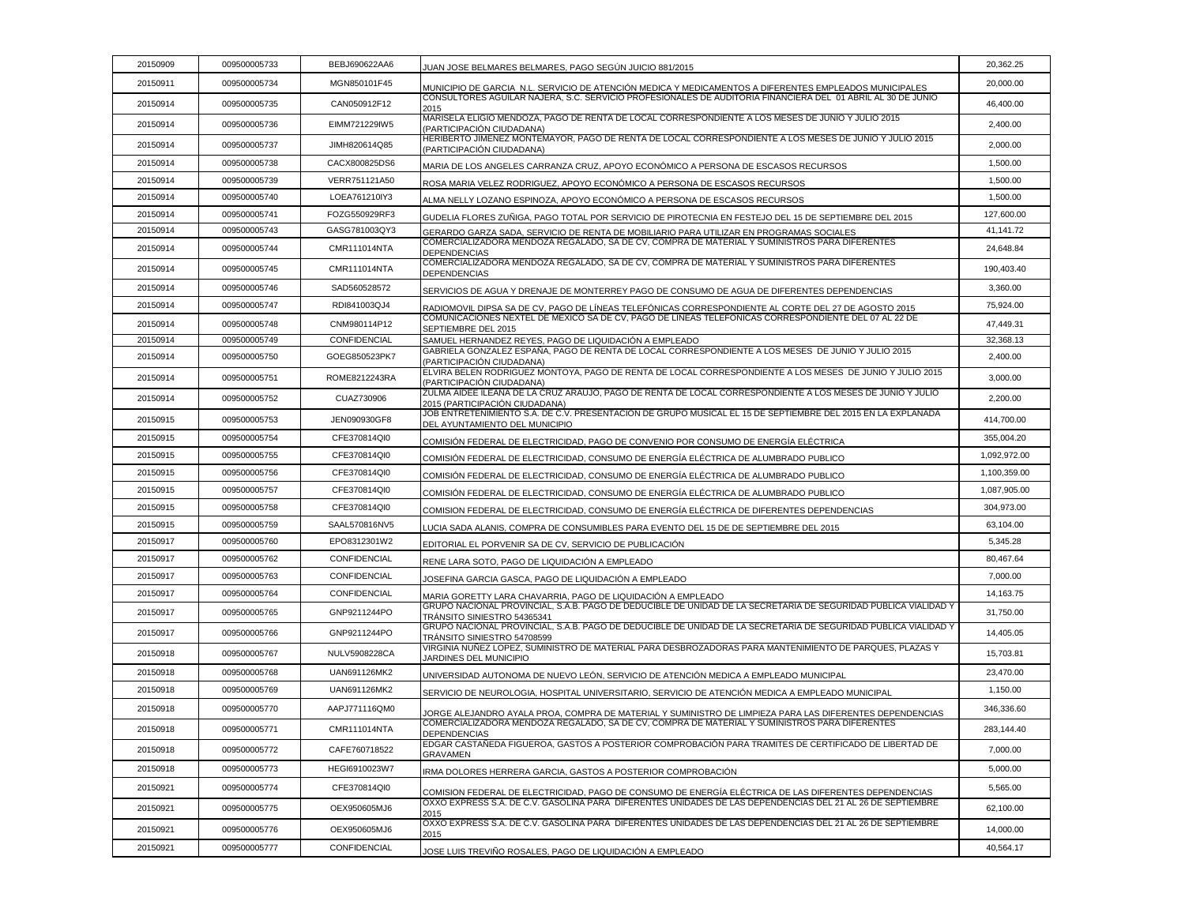| | | | | |
|---|---|---|---|---|
| 20150909 | 009500005733 | BEBJ690622AA6 | JUAN JOSE BELMARES BELMARES, PAGO SEGÚN JUICIO 881/2015 | 20,362.25 |
| 20150911 | 009500005734 | MGN850101F45 | MUNICIPIO DE GARCIA N.L. SERVICIO DE ATENCIÓN MEDICA Y MEDICAMENTOS A DIFERENTES EMPLEADOS MUNICIPALES | 20,000.00 |
| 20150914 | 009500005735 | CAN050912F12 | CONSULTORES AGUILAR NAJERA, S.C. SERVICIO PROFESIONALES DE AUDITORIA FINANCIERA DEL 01 ABRIL AL 30 DE JUNIO 2015 | 46,400.00 |
| 20150914 | 009500005736 | EIMM721229IW5 | MARISELA ELIGIO MENDOZA, PAGO DE RENTA DE LOCAL CORRESPONDIENTE A LOS MESES DE JUNIO Y JULIO 2015 (PARTICIPACIÓN CIUDADANA) | 2,400.00 |
| 20150914 | 009500005737 | JIMH820614Q85 | HERIBERTO JIMENEZ MONTEMAYOR, PAGO DE RENTA DE LOCAL CORRESPONDIENTE A LOS MESES DE JUNIO Y JULIO 2015 (PARTICIPACIÓN CIUDADANA) | 2,000.00 |
| 20150914 | 009500005738 | CACX800825DS6 | MARIA DE LOS ANGELES CARRANZA CRUZ, APOYO ECONÓMICO A PERSONA DE ESCASOS RECURSOS | 1,500.00 |
| 20150914 | 009500005739 | VERR751121A50 | ROSA MARIA VELEZ RODRIGUEZ, APOYO ECONÓMICO A PERSONA DE ESCASOS RECURSOS | 1,500.00 |
| 20150914 | 009500005740 | LOEA761210IY3 | ALMA NELLY LOZANO ESPINOZA, APOYO ECONÓMICO A PERSONA DE ESCASOS RECURSOS | 1,500.00 |
| 20150914 | 009500005741 | FOZG550929RF3 | GUDELIA FLORES ZUÑIGA, PAGO TOTAL POR SERVICIO DE PIROTECNIA EN FESTEJO DEL 15 DE SEPTIEMBRE DEL 2015 | 127,600.00 |
| 20150914 | 009500005743 | GASG781003QY3 | GERARDO GARZA SADA, SERVICIO DE RENTA DE MOBILIARIO PARA UTILIZAR EN PROGRAMAS SOCIALES | 41,141.72 |
| 20150914 | 009500005744 | CMR111014NTA | COMERCIALIZADORA MENDOZA REGALADO, SA DE CV, COMPRA DE MATERIAL Y SUMINISTROS PARA DIFERENTES DEPENDENCIAS | 24,648.84 |
| 20150914 | 009500005745 | CMR111014NTA | COMERCIALIZADORA MENDOZA REGALADO, SA DE CV, COMPRA DE MATERIAL Y SUMINISTROS PARA DIFERENTES DEPENDENCIAS | 190,403.40 |
| 20150914 | 009500005746 | SAD560528572 | SERVICIOS DE AGUA Y DRENAJE DE MONTERREY PAGO DE CONSUMO DE AGUA DE DIFERENTES DEPENDENCIAS | 3,360.00 |
| 20150914 | 009500005747 | RDI841003QJ4 | RADIOMOVIL DIPSA SA DE CV, PAGO DE LÍNEAS TELEFÓNICAS CORRESPONDIENTE AL CORTE DEL 27 DE AGOSTO 2015 | 75,924.00 |
| 20150914 | 009500005748 | CNM980114P12 | COMUNICACIONES NEXTEL DE MEXICO SA DE CV, PAGO DE LINEAS TELEFONICAS CORRESPONDIENTE DEL 07 AL 22 DE SEPTIEMBRE DEL 2015 | 47,449.31 |
| 20150914 | 009500005749 | CONFIDENCIAL | SAMUEL HERNANDEZ REYES, PAGO DE LIQUIDACIÓN A EMPLEADO | 32,368.13 |
| 20150914 | 009500005750 | GOEG850523PK7 | GABRIELA GONZALEZ ESPAÑA, PAGO DE RENTA DE LOCAL CORRESPONDIENTE A LOS MESES DE JUNIO Y JULIO 2015 (PARTICIPACIÓN CIUDADANA) | 2,400.00 |
| 20150914 | 009500005751 | ROME8212243RA | ELVIRA BELEN RODRIGUEZ MONTOYA, PAGO DE RENTA DE LOCAL CORRESPONDIENTE A LOS MESES DE JUNIO Y JULIO 2015 (PARTICIPACIÓN CIUDADANA) | 3,000.00 |
| 20150914 | 009500005752 | CUAZ730906 | ZULMA AIDEE ILEANA DE LA CRUZ ARAUJO, PAGO DE RENTA DE LOCAL CORRESPONDIENTE A LOS MESES DE JUNIO Y JULIO 2015 (PARTICIPACIÓN CIUDADANA) | 2,200.00 |
| 20150915 | 009500005753 | JEN090930GF8 | JOB ENTRETENIMIENTO S.A. DE C.V. PRESENTACIÓN DE GRUPO MUSICAL EL 15 DE SEPTIEMBRE DEL 2015 EN LA EXPLANADA DEL AYUNTAMIENTO DEL MUNICIPIO | 414,700.00 |
| 20150915 | 009500005754 | CFE370814QI0 | COMISIÓN FEDERAL DE ELECTRICIDAD, PAGO DE CONVENIO POR CONSUMO DE ENERGÍA ELÉCTRICA | 355,004.20 |
| 20150915 | 009500005755 | CFE370814QI0 | COMISIÓN FEDERAL DE ELECTRICIDAD, CONSUMO DE ENERGÍA ELÉCTRICA DE ALUMBRADO PUBLICO | 1,092,972.00 |
| 20150915 | 009500005756 | CFE370814QI0 | COMISIÓN FEDERAL DE ELECTRICIDAD, CONSUMO DE ENERGÍA ELÉCTRICA DE ALUMBRADO PUBLICO | 1,100,359.00 |
| 20150915 | 009500005757 | CFE370814QI0 | COMISIÓN FEDERAL DE ELECTRICIDAD, CONSUMO DE ENERGÍA ELÉCTRICA DE ALUMBRADO PUBLICO | 1,087,905.00 |
| 20150915 | 009500005758 | CFE370814QI0 | COMISION FEDERAL DE ELECTRICIDAD, CONSUMO DE ENERGÍA ELÉCTRICA DE DIFERENTES DEPENDENCIAS | 304,973.00 |
| 20150915 | 009500005759 | SAAL570816NV5 | LUCIA SADA ALANIS, COMPRA DE CONSUMIBLES PARA EVENTO DEL 15 DE DE SEPTIEMBRE DEL 2015 | 63,104.00 |
| 20150917 | 009500005760 | EPO8312301W2 | EDITORIAL EL PORVENIR SA DE CV, SERVICIO DE PUBLICACIÓN | 5,345.28 |
| 20150917 | 009500005762 | CONFIDENCIAL | RENE LARA SOTO, PAGO DE LIQUIDACIÓN A EMPLEADO | 80,467.64 |
| 20150917 | 009500005763 | CONFIDENCIAL | JOSEFINA GARCIA GASCA, PAGO DE LIQUIDACIÓN A EMPLEADO | 7,000.00 |
| 20150917 | 009500005764 | CONFIDENCIAL | MARIA GORETTY LARA CHAVARRIA, PAGO DE LIQUIDACIÓN A EMPLEADO | 14,163.75 |
| 20150917 | 009500005765 | GNP9211244PO | GRUPO NACIONAL PROVINCIAL, S.A.B. PAGO DE DEDUCIBLE DE UNIDAD DE LA SECRETARIA DE SEGURIDAD PUBLICA VIALIDAD Y TRÁNSITO SINIESTRO 54365341 | 31,750.00 |
| 20150917 | 009500005766 | GNP9211244PO | GRUPO NACIONAL PROVINCIAL, S.A.B. PAGO DE DEDUCIBLE DE UNIDAD DE LA SECRETARIA DE SEGURIDAD PUBLICA VIALIDAD Y TRÁNSITO SINIESTRO 54708599 | 14,405.05 |
| 20150918 | 009500005767 | NULV5908228CA | VIRGINIA NUÑEZ LOPEZ, SUMINISTRO DE MATERIAL PARA DESBROZADORAS PARA MANTENIMIENTO DE PARQUES, PLAZAS Y JARDINES DEL MUNICIPIO | 15,703.81 |
| 20150918 | 009500005768 | UAN691126MK2 | UNIVERSIDAD AUTONOMA DE NUEVO LEÓN, SERVICIO DE ATENCIÓN MEDICA A EMPLEADO MUNICIPAL | 23,470.00 |
| 20150918 | 009500005769 | UAN691126MK2 | SERVICIO DE NEUROLOGIA, HOSPITAL UNIVERSITARIO, SERVICIO DE ATENCIÓN MEDICA A EMPLEADO MUNICIPAL | 1,150.00 |
| 20150918 | 009500005770 | AAPJ771116QM0 | JORGE ALEJANDRO AYALA PROA, COMPRA DE MATERIAL Y SUMINISTRO DE LIMPIEZA PARA LAS DIFERENTES DEPENDENCIAS | 346,336.60 |
| 20150918 | 009500005771 | CMR111014NTA | COMERCIALIZADORA MENDOZA REGALADO, SA DE CV, COMPRA DE MATERIAL Y SUMINISTROS PARA DIFERENTES DEPENDENCIAS | 283,144.40 |
| 20150918 | 009500005772 | CAFE760718522 | EDGAR CASTAÑEDA FIGUEROA, GASTOS A POSTERIOR COMPROBACIÓN PARA TRAMITES DE CERTIFICADO DE LIBERTAD DE GRAVAMEN | 7,000.00 |
| 20150918 | 009500005773 | HEGI6910023W7 | IRMA DOLORES HERRERA GARCIA, GASTOS A POSTERIOR COMPROBACIÓN | 5,000.00 |
| 20150921 | 009500005774 | CFE370814QI0 | COMISION FEDERAL DE ELECTRICIDAD, PAGO DE CONSUMO DE ENERGÍA ELÉCTRICA DE LAS DIFERENTES DEPENDENCIAS | 5,565.00 |
| 20150921 | 009500005775 | OEX950605MJ6 | OXXO EXPRESS S.A. DE C.V. GASOLINA PARA DIFERENTES UNIDADES DE LAS DEPENDENCIAS DEL 21 AL 26 DE SEPTIEMBRE 2015 | 62,100.00 |
| 20150921 | 009500005776 | OEX950605MJ6 | OXXO EXPRESS S.A. DE C.V. GASOLINA PARA DIFERENTES UNIDADES DE LAS DEPENDENCIAS DEL 21 AL 26 DE SEPTIEMBRE 2015 | 14,000.00 |
| 20150921 | 009500005777 | CONFIDENCIAL | JOSE LUIS TREVIÑO ROSALES, PAGO DE LIQUIDACIÓN A EMPLEADO | 40,564.17 |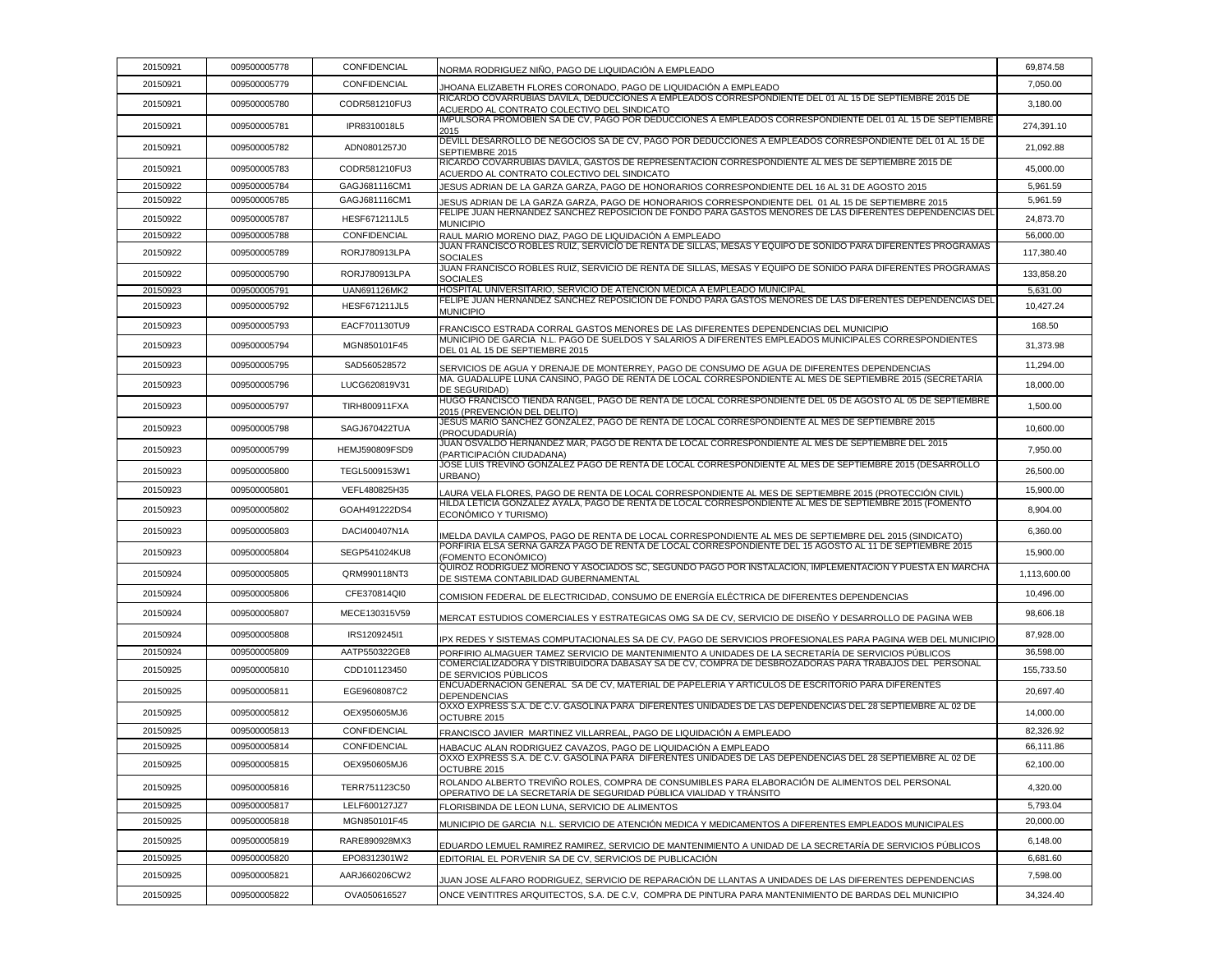| | | | | |
|---|---|---|---|---|
| 20150921 | 009500005778 | CONFIDENCIAL | NORMA RODRIGUEZ NIÑO, PAGO DE LIQUIDACIÓN A EMPLEADO | 69,874.58 |
| 20150921 | 009500005779 | CONFIDENCIAL | JHOANA ELIZABETH FLORES CORONADO, PAGO DE LIQUIDACIÓN A EMPLEADO | 7,050.00 |
| 20150921 | 009500005780 | CODR581210FU3 | RICARDO COVARRUBIAS DAVILA, DEDUCCIONES A EMPLEADOS CORRESPONDIENTE DEL 01 AL 15 DE SEPTIEMBRE 2015 DE ACUERDO AL CONTRATO COLECTIVO DEL SINDICATO | 3,180.00 |
| 20150921 | 009500005781 | IPR8310018L5 | IMPULSORA PROMOBIEN SA DE CV, PAGO POR DEDUCCIONES A EMPLEADOS CORRESPONDIENTE DEL 01 AL 15 DE SEPTIEMBRE 2015 | 274,391.10 |
| 20150921 | 009500005782 | ADN0801257J0 | DEVILL DESARROLLO DE NEGOCIOS SA DE CV, PAGO POR DEDUCCIONES A EMPLEADOS CORRESPONDIENTE DEL 01 AL 15 DE SEPTIEMBRE 2015 | 21,092.88 |
| 20150921 | 009500005783 | CODR581210FU3 | RICARDO COVARRUBIAS DAVILA, GASTOS DE REPRESENTACION CORRESPONDIENTE AL MES DE SEPTIEMBRE 2015 DE ACUERDO AL CONTRATO COLECTIVO DEL SINDICATO | 45,000.00 |
| 20150922 | 009500005784 | GAGJ681116CM1 | JESUS ADRIAN DE LA GARZA GARZA, PAGO DE HONORARIOS CORRESPONDIENTE DEL 16 AL 31 DE AGOSTO 2015 | 5,961.59 |
| 20150922 | 009500005785 | GAGJ681116CM1 | JESUS ADRIAN DE LA GARZA GARZA, PAGO DE HONORARIOS CORRESPONDIENTE DEL 01 AL 15 DE SEPTIEMBRE 2015 | 5,961.59 |
| 20150922 | 009500005787 | HESF671211JL5 | FELIPE JUAN HERNANDEZ SANCHEZ REPOSICIÓN DE FONDO PARA GASTOS MENORES DE LAS DIFERENTES DEPENDENCIAS DEL MUNICIPIO | 24,873.70 |
| 20150922 | 009500005788 | CONFIDENCIAL | RAUL MARIO MORENO DIAZ, PAGO DE LIQUIDACIÓN A EMPLEADO | 56,000.00 |
| 20150922 | 009500005789 | RORJ780913LPA | JUAN FRANCISCO ROBLES RUIZ, SERVICIO DE RENTA DE SILLAS, MESAS Y EQUIPO DE SONIDO PARA DIFERENTES PROGRAMAS SOCIALES | 117,380.40 |
| 20150922 | 009500005790 | RORJ780913LPA | JUAN FRANCISCO ROBLES RUIZ, SERVICIO DE RENTA DE SILLAS, MESAS Y EQUIPO DE SONIDO PARA DIFERENTES PROGRAMAS SOCIALES | 133,858.20 |
| 20150923 | 009500005791 | UAN691126MK2 | HOSPITAL UNIVERSITARIO, SERVICIO DE ATENCIÓN MEDICA A EMPLEADO MUNICIPAL | 5,631.00 |
| 20150923 | 009500005792 | HESF671211JL5 | FELIPE JUAN HERNANDEZ SANCHEZ REPOSICIÓN DE FONDO PARA GASTOS MENORES DE LAS DIFERENTES DEPENDENCIAS DEL MUNICIPIO | 10,427.24 |
| 20150923 | 009500005793 | EACF701130TU9 | FRANCISCO ESTRADA CORRAL GASTOS MENORES DE LAS DIFERENTES DEPENDENCIAS DEL MUNICIPIO | 168.50 |
| 20150923 | 009500005794 | MGN850101F45 | MUNICIPIO DE GARCIA N.L. PAGO DE SUELDOS Y SALARIOS A DIFERENTES EMPLEADOS MUNICIPALES CORRESPONDIENTES DEL 01 AL 15 DE SEPTIEMBRE 2015 | 31,373.98 |
| 20150923 | 009500005795 | SAD560528572 | SERVICIOS DE AGUA Y DRENAJE DE MONTERREY, PAGO DE CONSUMO DE AGUA DE DIFERENTES DEPENDENCIAS | 11,294.00 |
| 20150923 | 009500005796 | LUCG620819V31 | MA. GUADALUPE LUNA CANSINO, PAGO DE RENTA DE LOCAL CORRESPONDIENTE AL MES DE SEPTIEMBRE 2015 (SECRETARÍA DE SEGURIDAD) | 18,000.00 |
| 20150923 | 009500005797 | TIRH800911FXA | HUGO FRANCISCO TIENDA RANGEL, PAGO DE RENTA DE LOCAL CORRESPONDIENTE DEL 05 DE AGOSTO AL 05 DE SEPTIEMBRE 2015 (PREVENCIÓN DEL DELITO) | 1,500.00 |
| 20150923 | 009500005798 | SAGJ670422TUA | JESUS MARIO SANCHEZ GONZALEZ, PAGO DE RENTA DE LOCAL CORRESPONDIENTE AL MES DE SEPTIEMBRE 2015 (PROCUDADURÍA) | 10,600.00 |
| 20150923 | 009500005799 | HEMJ590809FSD9 | JUAN OSVALDO HERNANDEZ MAR, PAGO DE RENTA DE LOCAL CORRESPONDIENTE AL MES DE SEPTIEMBRE DEL 2015 (PARTICIPACIÓN CIUDADANA) | 7,950.00 |
| 20150923 | 009500005800 | TEGL5009153W1 | JOSE LUIS TREVIÑO GONZALEZ PAGO DE RENTA DE LOCAL CORRESPONDIENTE AL MES DE SEPTIEMBRE 2015 (DESARROLLO URBANO) | 26,500.00 |
| 20150923 | 009500005801 | VEFL480825H35 | LAURA VELA FLORES, PAGO DE RENTA DE LOCAL CORRESPONDIENTE AL MES DE SEPTIEMBRE 2015 (PROTECCIÓN CIVIL) | 15,900.00 |
| 20150923 | 009500005802 | GOAH491222DS4 | HILDA LETICIA GONZALEZ AYALA, PAGO DE RENTA DE LOCAL CORRESPONDIENTE AL MES DE SEPTIEMBRE 2015 (FOMENTO ECONÓMICO Y TURISMO) | 8,904.00 |
| 20150923 | 009500005803 | DACI400407N1A | IMELDA DAVILA CAMPOS, PAGO DE RENTA DE LOCAL CORRESPONDIENTE AL MES DE SEPTIEMBRE DEL 2015 (SINDICATO) | 6,360.00 |
| 20150923 | 009500005804 | SEGP541024KU8 | PORFIRIA ELSA SERNA GARZA PAGO DE RENTA DE LOCAL CORRESPONDIENTE DEL 15 AGOSTO AL 11 DE SEPTIEMBRE 2015 (FOMENTO ECONÓMICO) | 15,900.00 |
| 20150924 | 009500005805 | QRM990118NT3 | QUIROZ RODRIGUEZ MORENO Y ASOCIADOS SC, SEGUNDO PAGO POR INSTALACION, IMPLEMENTACION Y PUESTA EN MARCHA DE SISTEMA CONTABILIDAD GUBERNAMENTAL | 1,113,600.00 |
| 20150924 | 009500005806 | CFE370814QI0 | COMISION FEDERAL DE ELECTRICIDAD, CONSUMO DE ENERGÍA ELÉCTRICA DE DIFERENTES DEPENDENCIAS | 10,496.00 |
| 20150924 | 009500005807 | MECE130315V59 | MERCAT ESTUDIOS COMERCIALES Y ESTRATEGICAS OMG SA DE CV, SERVICIO DE DISEÑO Y DESARROLLO DE PAGINA WEB | 98,606.18 |
| 20150924 | 009500005808 | IRS1209245I1 | IPX REDES Y SISTEMAS COMPUTACIONALES SA DE CV, PAGO DE SERVICIOS PROFESIONALES PARA PAGINA WEB DEL MUNICIPIO | 87,928.00 |
| 20150924 | 009500005809 | AATP550322GE8 | PORFIRIO ALMAGUER TAMEZ SERVICIO DE MANTENIMIENTO A UNIDADES DE LA SECRETARÍA DE SERVICIOS PÚBLICOS | 36,598.00 |
| 20150925 | 009500005810 | CDD101123450 | COMERCIALIZADORA Y DISTRIBUIDORA DABASAY SA DE CV, COMPRA DE DESBROZADORAS PARA TRABAJOS DEL PERSONAL DE SERVICIOS PÚBLICOS | 155,733.50 |
| 20150925 | 009500005811 | EGE9608087C2 | ENCUADERNACIÓN GENERAL SA DE CV, MATERIAL DE PAPELERIA Y ARTICULOS DE ESCRITORIO PARA DIFERENTES DEPENDENCIAS | 20,697.40 |
| 20150925 | 009500005812 | OEX950605MJ6 | OXXO EXPRESS S.A. DE C.V. GASOLINA PARA DIFERENTES UNIDADES DE LAS DEPENDENCIAS DEL 28 SEPTIEMBRE AL 02 DE OCTUBRE 2015 | 14,000.00 |
| 20150925 | 009500005813 | CONFIDENCIAL | FRANCISCO JAVIER MARTINEZ VILLARREAL, PAGO DE LIQUIDACIÓN A EMPLEADO | 82,326.92 |
| 20150925 | 009500005814 | CONFIDENCIAL | HABACUC ALAN RODRIGUEZ CAVAZOS, PAGO DE LIQUIDACIÓN A EMPLEADO | 66,111.86 |
| 20150925 | 009500005815 | OEX950605MJ6 | OXXO EXPRESS S.A. DE C.V. GASOLINA PARA DIFERENTES UNIDADES DE LAS DEPENDENCIAS DEL 28 SEPTIEMBRE AL 02 DE OCTUBRE 2015 | 62,100.00 |
| 20150925 | 009500005816 | TERR751123C50 | ROLANDO ALBERTO TREVIÑO ROLES, COMPRA DE CONSUMIBLES PARA ELABORACIÓN DE ALIMENTOS DEL PERSONAL OPERATIVO DE LA SECRETARÍA DE SEGURIDAD PÚBLICA VIALIDAD Y TRÁNSITO | 4,320.00 |
| 20150925 | 009500005817 | LELF600127JZ7 | FLORISBINDA DE LEON LUNA, SERVICIO DE ALIMENTOS | 5,793.04 |
| 20150925 | 009500005818 | MGN850101F45 | MUNICIPIO DE GARCIA N.L. SERVICIO DE ATENCIÓN MEDICA Y MEDICAMENTOS A DIFERENTES EMPLEADOS MUNICIPALES | 20,000.00 |
| 20150925 | 009500005819 | RARE890928MX3 | EDUARDO LEMUEL RAMIREZ RAMIREZ, SERVICIO DE MANTENIMIENTO A UNIDAD DE LA SECRETARÍA DE SERVICIOS PÚBLICOS | 6,148.00 |
| 20150925 | 009500005820 | EPO8312301W2 | EDITORIAL EL PORVENIR SA DE CV, SERVICIOS DE PUBLICACIÓN | 6,681.60 |
| 20150925 | 009500005821 | AARJ660206CW2 | JUAN JOSE ALFARO RODRIGUEZ, SERVICIO DE REPARACIÓN DE LLANTAS A UNIDADES DE LAS DIFERENTES DEPENDENCIAS | 7,598.00 |
| 20150925 | 009500005822 | OVA050616527 | ONCE VEINTITRES ARQUITECTOS, S.A. DE C.V, COMPRA DE PINTURA PARA MANTENIMIENTO DE BARDAS DEL MUNICIPIO | 34,324.40 |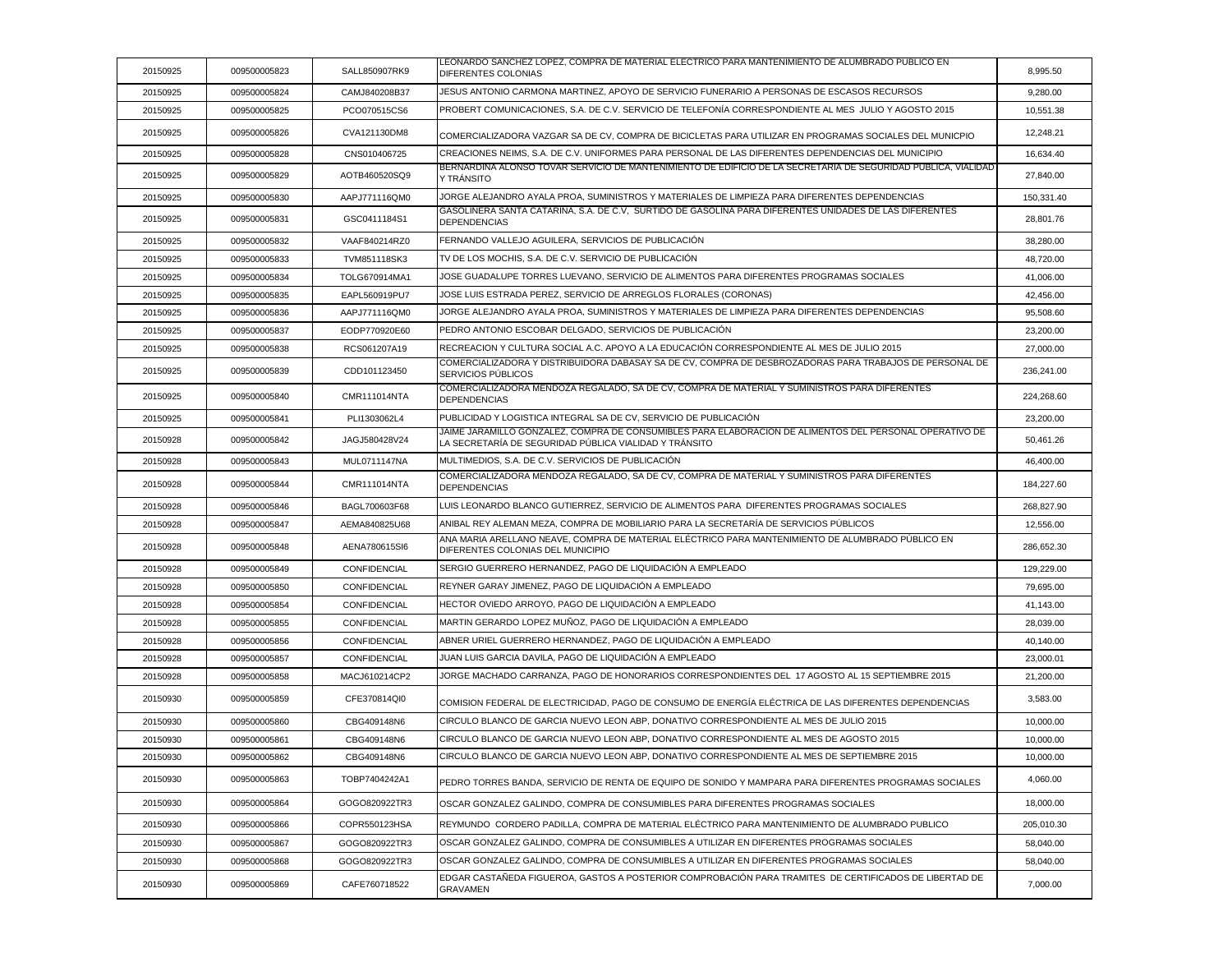| | | | | |
|---|---|---|---|---|
| 20150925 | 009500005823 | SALL850907RK9 | LEONARDO SANCHEZ LOPEZ, COMPRA DE MATERIAL ELECTRICO PARA MANTENIMIENTO DE ALUMBRADO PUBLICO EN DIFERENTES COLONIAS | 8,995.50 |
| 20150925 | 009500005824 | CAMJ840208B37 | JESUS ANTONIO CARMONA MARTINEZ, APOYO DE SERVICIO FUNERARIO A PERSONAS DE ESCASOS RECURSOS | 9,280.00 |
| 20150925 | 009500005825 | PCO070515CS6 | PROBERT COMUNICACIONES, S.A. DE C.V. SERVICIO DE TELEFONÍA CORRESPONDIENTE AL MES JULIO Y AGOSTO 2015 | 10,551.38 |
| 20150925 | 009500005826 | CVA121130DM8 | COMERCIALIZADORA VAZGAR SA DE CV, COMPRA DE BICICLETAS PARA UTILIZAR EN PROGRAMAS SOCIALES DEL MUNICPIO | 12,248.21 |
| 20150925 | 009500005828 | CNS010406725 | CREACIONES NEIMS, S.A. DE C.V. UNIFORMES PARA PERSONAL DE LAS DIFERENTES DEPENDENCIAS DEL MUNICIPIO | 16,634.40 |
| 20150925 | 009500005829 | AOTB460520SQ9 | BERNARDINA ALONSO TOVAR SERVICIO DE MANTENIMIENTO DE EDIFICIO DE LA SECRETARÍA DE SEGURIDAD PÚBLICA, VIALIDAD Y TRÁNSITO | 27,840.00 |
| 20150925 | 009500005830 | AAPJ771116QM0 | JORGE ALEJANDRO AYALA PROA, SUMINISTROS Y MATERIALES DE LIMPIEZA PARA DIFERENTES DEPENDENCIAS | 150,331.40 |
| 20150925 | 009500005831 | GSC0411184S1 | GASOLINERA SANTA CATARINA, S.A. DE C.V, SURTIDO DE GASOLINA PARA DIFERENTES UNIDADES DE LAS DIFERENTES DEPENDENCIAS | 28,801.76 |
| 20150925 | 009500005832 | VAAF840214RZ0 | FERNANDO VALLEJO AGUILERA, SERVICIOS DE PUBLICACIÓN | 38,280.00 |
| 20150925 | 009500005833 | TVM851118SK3 | TV DE LOS MOCHIS, S.A. DE C.V. SERVICIO DE PUBLICACIÓN | 48,720.00 |
| 20150925 | 009500005834 | TOLG670914MA1 | JOSE GUADALUPE TORRES LUEVANO, SERVICIO DE ALIMENTOS PARA DIFERENTES PROGRAMAS SOCIALES | 41,006.00 |
| 20150925 | 009500005835 | EAPL560919PU7 | JOSE LUIS ESTRADA PEREZ, SERVICIO DE ARREGLOS FLORALES (CORONAS) | 42,456.00 |
| 20150925 | 009500005836 | AAPJ771116QM0 | JORGE ALEJANDRO AYALA PROA, SUMINISTROS Y MATERIALES DE LIMPIEZA PARA DIFERENTES DEPENDENCIAS | 95,508.60 |
| 20150925 | 009500005837 | EODP770920E60 | PEDRO ANTONIO ESCOBAR DELGADO, SERVICIOS DE PUBLICACIÓN | 23,200.00 |
| 20150925 | 009500005838 | RCS061207A19 | RECREACION Y CULTURA SOCIAL A.C. APOYO A LA EDUCACIÓN CORRESPONDIENTE AL MES DE JULIO 2015 | 27,000.00 |
| 20150925 | 009500005839 | CDD101123450 | COMERCIALIZADORA Y DISTRIBUIDORA DABASAY SA DE CV, COMPRA DE DESBROZADORAS PARA TRABAJOS DE PERSONAL DE SERVICIOS PÚBLICOS | 236,241.00 |
| 20150925 | 009500005840 | CMR111014NTA | COMERCIALIZADORA MENDOZA REGALADO, SA DE CV, COMPRA DE MATERIAL Y SUMINISTROS PARA DIFERENTES DEPENDENCIAS | 224,268.60 |
| 20150925 | 009500005841 | PLI1303062L4 | PUBLICIDAD Y LOGISTICA INTEGRAL SA DE CV, SERVICIO DE PUBLICACIÓN | 23,200.00 |
| 20150928 | 009500005842 | JAGJ580428V24 | JAIME JARAMILLO GONZALEZ, COMPRA DE CONSUMIBLES PARA ELABORACION DE ALIMENTOS DEL PERSONAL OPERATIVO DE LA SECRETARÍA DE SEGURIDAD PÚBLICA VIALIDAD Y TRÁNSITO | 50,461.26 |
| 20150928 | 009500005843 | MUL0711147NA | MULTIMEDIOS, S.A. DE C.V. SERVICIOS DE PUBLICACIÓN | 46,400.00 |
| 20150928 | 009500005844 | CMR111014NTA | COMERCIALIZADORA MENDOZA REGALADO, SA DE CV, COMPRA DE MATERIAL Y SUMINISTROS PARA DIFERENTES DEPENDENCIAS | 184,227.60 |
| 20150928 | 009500005846 | BAGL700603F68 | LUIS LEONARDO BLANCO GUTIERREZ, SERVICIO DE ALIMENTOS PARA DIFERENTES PROGRAMAS SOCIALES | 268,827.90 |
| 20150928 | 009500005847 | AEMA840825U68 | ANIBAL REY ALEMAN MEZA, COMPRA DE MOBILIARIO PARA LA SECRETARÍA DE SERVICIOS PÚBLICOS | 12,556.00 |
| 20150928 | 009500005848 | AENA780615SI6 | ANA MARIA ARELLANO NEAVE, COMPRA DE MATERIAL ELÉCTRICO PARA MANTENIMIENTO DE ALUMBRADO PÚBLICO EN DIFERENTES COLONIAS DEL MUNICIPIO | 286,652.30 |
| 20150928 | 009500005849 | CONFIDENCIAL | SERGIO GUERRERO HERNANDEZ, PAGO DE LIQUIDACIÓN A EMPLEADO | 129,229.00 |
| 20150928 | 009500005850 | CONFIDENCIAL | REYNER GARAY JIMENEZ, PAGO DE LIQUIDACIÓN A EMPLEADO | 79,695.00 |
| 20150928 | 009500005854 | CONFIDENCIAL | HECTOR OVIEDO ARROYO, PAGO DE LIQUIDACIÓN A EMPLEADO | 41,143.00 |
| 20150928 | 009500005855 | CONFIDENCIAL | MARTIN GERARDO LOPEZ MUÑOZ, PAGO DE LIQUIDACIÓN A EMPLEADO | 28,039.00 |
| 20150928 | 009500005856 | CONFIDENCIAL | ABNER URIEL GUERRERO HERNANDEZ, PAGO DE LIQUIDACIÓN A EMPLEADO | 40,140.00 |
| 20150928 | 009500005857 | CONFIDENCIAL | JUAN LUIS GARCIA DAVILA, PAGO DE LIQUIDACIÓN A EMPLEADO | 23,000.01 |
| 20150928 | 009500005858 | MACJ610214CP2 | JORGE MACHADO CARRANZA, PAGO DE HONORARIOS CORRESPONDIENTES DEL 17 AGOSTO AL 15 SEPTIEMBRE 2015 | 21,200.00 |
| 20150930 | 009500005859 | CFE370814QI0 | COMISION FEDERAL DE ELECTRICIDAD, PAGO DE CONSUMO DE ENERGÍA ELÉCTRICA DE LAS DIFERENTES DEPENDENCIAS | 3,583.00 |
| 20150930 | 009500005860 | CBG409148N6 | CIRCULO BLANCO DE GARCIA NUEVO LEON ABP, DONATIVO CORRESPONDIENTE AL MES DE JULIO 2015 | 10,000.00 |
| 20150930 | 009500005861 | CBG409148N6 | CIRCULO BLANCO DE GARCIA NUEVO LEON ABP, DONATIVO CORRESPONDIENTE AL MES DE AGOSTO 2015 | 10,000.00 |
| 20150930 | 009500005862 | CBG409148N6 | CIRCULO BLANCO DE GARCIA NUEVO LEON ABP, DONATIVO CORRESPONDIENTE AL MES DE SEPTIEMBRE 2015 | 10,000.00 |
| 20150930 | 009500005863 | TOBP7404242A1 | PEDRO TORRES BANDA, SERVICIO DE RENTA DE EQUIPO DE SONIDO Y MAMPARA PARA DIFERENTES PROGRAMAS SOCIALES | 4,060.00 |
| 20150930 | 009500005864 | GOGO820922TR3 | OSCAR GONZALEZ GALINDO, COMPRA DE CONSUMIBLES PARA DIFERENTES PROGRAMAS SOCIALES | 18,000.00 |
| 20150930 | 009500005866 | COPR550123HSA | REYMUNDO CORDERO PADILLA, COMPRA DE MATERIAL ELÉCTRICO PARA MANTENIMIENTO DE ALUMBRADO PUBLICO | 205,010.30 |
| 20150930 | 009500005867 | GOGO820922TR3 | OSCAR GONZALEZ GALINDO, COMPRA DE CONSUMIBLES A UTILIZAR EN DIFERENTES PROGRAMAS SOCIALES | 58,040.00 |
| 20150930 | 009500005868 | GOGO820922TR3 | OSCAR GONZALEZ GALINDO, COMPRA DE CONSUMIBLES A UTILIZAR EN DIFERENTES PROGRAMAS SOCIALES | 58,040.00 |
| 20150930 | 009500005869 | CAFE760718522 | EDGAR CASTAÑEDA FIGUEROA, GASTOS A POSTERIOR COMPROBACIÓN PARA TRAMITES DE CERTIFICADOS DE LIBERTAD DE GRAVAMEN | 7,000.00 |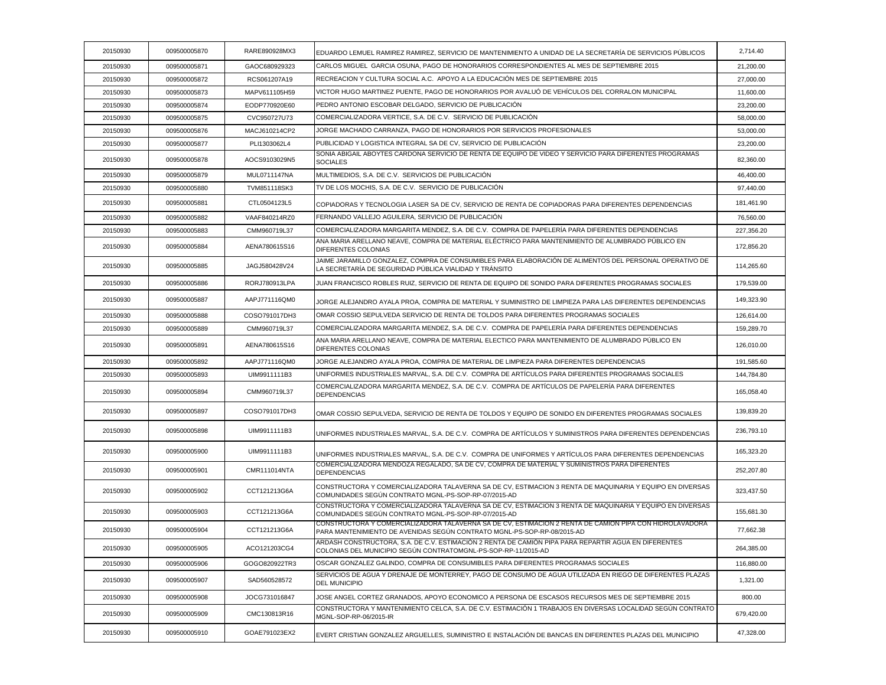| | | | | |
|---|---|---|---|---|
| 20150930 | 009500005870 | RARE890928MX3 | EDUARDO LEMUEL RAMIREZ RAMIREZ, SERVICIO DE MANTENIMIENTO A UNIDAD DE LA SECRETARÍA DE SERVICIOS PÚBLICOS | 2,714.40 |
| 20150930 | 009500005871 | GAOC680929323 | CARLOS MIGUEL GARCIA OSUNA, PAGO DE HONORARIOS CORRESPONDIENTES AL MES DE SEPTIEMBRE 2015 | 21,200.00 |
| 20150930 | 009500005872 | RCS061207A19 | RECREACION Y CULTURA SOCIAL A.C. APOYO A LA EDUCACIÓN MES DE SEPTIEMBRE 2015 | 27,000.00 |
| 20150930 | 009500005873 | MAPV611105H59 | VICTOR HUGO MARTINEZ PUENTE, PAGO DE HONORARIOS POR AVALUÓ DE VEHÍCULOS DEL CORRALON MUNICIPAL | 11,600.00 |
| 20150930 | 009500005874 | EODP770920E60 | PEDRO ANTONIO ESCOBAR DELGADO, SERVICIO DE PUBLICACIÓN | 23,200.00 |
| 20150930 | 009500005875 | CVC950727U73 | COMERCIALIZADORA VERTICE, S.A. DE C.V. SERVICIO DE PUBLICACIÓN | 58,000.00 |
| 20150930 | 009500005876 | MACJ610214CP2 | JORGE MACHADO CARRANZA, PAGO DE HONORARIOS POR SERVICIOS PROFESIONALES | 53,000.00 |
| 20150930 | 009500005877 | PLI1303062L4 | PUBLICIDAD Y LOGISTICA INTEGRAL SA DE CV, SERVICIO DE PUBLICACIÓN | 23,200.00 |
| 20150930 | 009500005878 | AOCS9103029N5 | SONIA ABIGAIL ABOYTES CARDONA SERVICIO DE RENTA DE EQUIPO DE VIDEO Y SERVICIO PARA DIFERENTES PROGRAMAS SOCIALES | 82,360.00 |
| 20150930 | 009500005879 | MUL0711147NA | MULTIMEDIOS, S.A. DE C.V. SERVICIOS DE PUBLICACIÓN | 46,400.00 |
| 20150930 | 009500005880 | TVM851118SK3 | TV DE LOS MOCHIS, S.A. DE C.V. SERVICIO DE PUBLICACIÓN | 97,440.00 |
| 20150930 | 009500005881 | CTL0504123L5 | COPIADORAS Y TECNOLOGIA LASER SA DE CV, SERVICIO DE RENTA DE COPIADORAS PARA DIFERENTES DEPENDENCIAS | 181,461.90 |
| 20150930 | 009500005882 | VAAF840214RZ0 | FERNANDO VALLEJO AGUILERA, SERVICIO DE PUBLICACIÓN | 76,560.00 |
| 20150930 | 009500005883 | CMM960719L37 | COMERCIALIZADORA MARGARITA MENDEZ, S.A. DE C.V. COMPRA DE PAPELERÍA PARA DIFERENTES DEPENDENCIAS | 227,356.20 |
| 20150930 | 009500005884 | AENA780615S16 | ANA MARIA ARELLANO NEAVE, COMPRA DE MATERIAL ELÉCTRICO PARA MANTENIMIENTO DE ALUMBRADO PÚBLICO EN DIFERENTES COLONIAS | 172,856.20 |
| 20150930 | 009500005885 | JAGJ580428V24 | JAIME JARAMILLO GONZALEZ, COMPRA DE CONSUMIBLES PARA ELABORACIÓN DE ALIMENTOS DEL PERSONAL OPERATIVO DE LA SECRETARÍA DE SEGURIDAD PÚBLICA VIALIDAD Y TRÁNSITO | 114,265.60 |
| 20150930 | 009500005886 | RORJ780913LPA | JUAN FRANCISCO ROBLES RUIZ, SERVICIO DE RENTA DE EQUIPO DE SONIDO PARA DIFERENTES PROGRAMAS SOCIALES | 179,539.00 |
| 20150930 | 009500005887 | AAPJ771116QM0 | JORGE ALEJANDRO AYALA PROA, COMPRA DE MATERIAL Y SUMINISTRO DE LIMPIEZA PARA LAS DIFERENTES DEPENDENCIAS | 149,323.90 |
| 20150930 | 009500005888 | COSO791017DH3 | OMAR COSSIO SEPULVEDA SERVICIO DE RENTA DE TOLDOS PARA DIFERENTES PROGRAMAS SOCIALES | 126,614.00 |
| 20150930 | 009500005889 | CMM960719L37 | COMERCIALIZADORA MARGARITA MENDEZ, S.A. DE C.V. COMPRA DE PAPELERÍA PARA DIFERENTES DEPENDENCIAS | 159,289.70 |
| 20150930 | 009500005891 | AENA780615S16 | ANA MARIA ARELLANO NEAVE, COMPRA DE MATERIAL ELECTICO PARA MANTENIMIENTO DE ALUMBRADO PÚBLICO EN DIFERENTES COLONIAS | 126,010.00 |
| 20150930 | 009500005892 | AAPJ771116QM0 | JORGE ALEJANDRO AYALA PROA, COMPRA DE MATERIAL DE LIMPIEZA PARA DIFERENTES DEPENDENCIAS | 191,585.60 |
| 20150930 | 009500005893 | UIM9911111B3 | UNIFORMES INDUSTRIALES MARVAL, S.A. DE C.V. COMPRA DE ARTÍCULOS PARA DIFERENTES PROGRAMAS SOCIALES | 144,784.80 |
| 20150930 | 009500005894 | CMM960719L37 | COMERCIALIZADORA MARGARITA MENDEZ, S.A. DE C.V. COMPRA DE ARTÍCULOS DE PAPELERÍA PARA DIFERENTES DEPENDENCIAS | 165,058.40 |
| 20150930 | 009500005897 | COSO791017DH3 | OMAR COSSIO SEPULVEDA, SERVICIO DE RENTA DE TOLDOS Y EQUIPO DE SONIDO EN DIFERENTES PROGRAMAS SOCIALES | 139,839.20 |
| 20150930 | 009500005898 | UIM9911111B3 | UNIFORMES INDUSTRIALES MARVAL, S.A. DE C.V. COMPRA DE ARTÍCULOS Y SUMINISTROS PARA DIFERENTES DEPENDENCIAS | 236,793.10 |
| 20150930 | 009500005900 | UIM9911111B3 | UNIFORMES INDUSTRIALES MARVAL, S.A. DE C.V. COMPRA DE UNIFORMES Y ARTÍCULOS PARA DIFERENTES DEPENDENCIAS | 165,323.20 |
| 20150930 | 009500005901 | CMR111014NTA | COMERCIALIZADORA MENDOZA REGALADO, SA DE CV, COMPRA DE MATERIAL Y SUMINISTROS PARA DIFERENTES DEPENDENCIAS | 252,207.80 |
| 20150930 | 009500005902 | CCT121213G6A | CONSTRUCTORA Y COMERCIALIZADORA TALAVERNA SA DE CV, ESTIMACION 3 RENTA DE MAQUINARIA Y EQUIPO EN DIVERSAS COMUNIDADES SEGÚN CONTRATO MGNL-PS-SOP-RP-07/2015-AD | 323,437.50 |
| 20150930 | 009500005903 | CCT121213G6A | CONSTRUCTORA Y COMERCIALIZADORA TALAVERNA SA DE CV, ESTIMACION 3 RENTA DE MAQUINARIA Y EQUIPO EN DIVERSAS COMUNIDADES SEGÚN CONTRATO MGNL-PS-SOP-RP-07/2015-AD | 155,681.30 |
| 20150930 | 009500005904 | CCT121213G6A | CONSTRUCTORA Y COMERCIALIZADORA TALAVERNA SA DE CV, ESTIMACION 2 RENTA DE CAMION PIPA CON HIDROLAVADORA PARA MANTENIMIENTO DE AVENIDAS SEGÚN CONTRATO MGNL-PS-SOP-RP-08/2015-AD | 77,662.38 |
| 20150930 | 009500005905 | ACO121203CG4 | ARDASH CONSTRUCTORA, S.A. DE C.V. ESTIMACIÓN 2 RENTA DE CAMIÓN PIPA PARA REPARTIR AGUA EN DIFERENTES COLONIAS DEL MUNICIPIO SEGÚN CONTRATOMGNL-PS-SOP-RP-11/2015-AD | 264,385.00 |
| 20150930 | 009500005906 | GOGO820922TR3 | OSCAR GONZALEZ GALINDO, COMPRA DE CONSUMIBLES PARA DIFERENTES PROGRAMAS SOCIALES | 116,880.00 |
| 20150930 | 009500005907 | SAD560528572 | SERVICIOS DE AGUA Y DRENAJE DE MONTERREY, PAGO DE CONSUMO DE AGUA UTILIZADA EN RIEGO DE DIFERENTES PLAZAS DEL MUNICIPIO | 1,321.00 |
| 20150930 | 009500005908 | JOCG731016847 | JOSE ANGEL CORTEZ GRANADOS, APOYO ECONOMICO A PERSONA DE ESCASOS RECURSOS MES DE SEPTIEMBRE 2015 | 800.00 |
| 20150930 | 009500005909 | CMC130813R16 | CONSTRUCTORA Y MANTENIMIENTO CELCA, S.A. DE C.V. ESTIMACIÓN 1 TRABAJOS EN DIVERSAS LOCALIDAD SEGÚN CONTRATO MGNL-SOP-RP-06/2015-IR | 679,420.00 |
| 20150930 | 009500005910 | GOAE791023EX2 | EVERT CRISTIAN GONZALEZ ARGUELLES, SUMINISTRO E INSTALACIÓN DE BANCAS EN DIFERENTES PLAZAS DEL MUNICIPIO | 47,328.00 |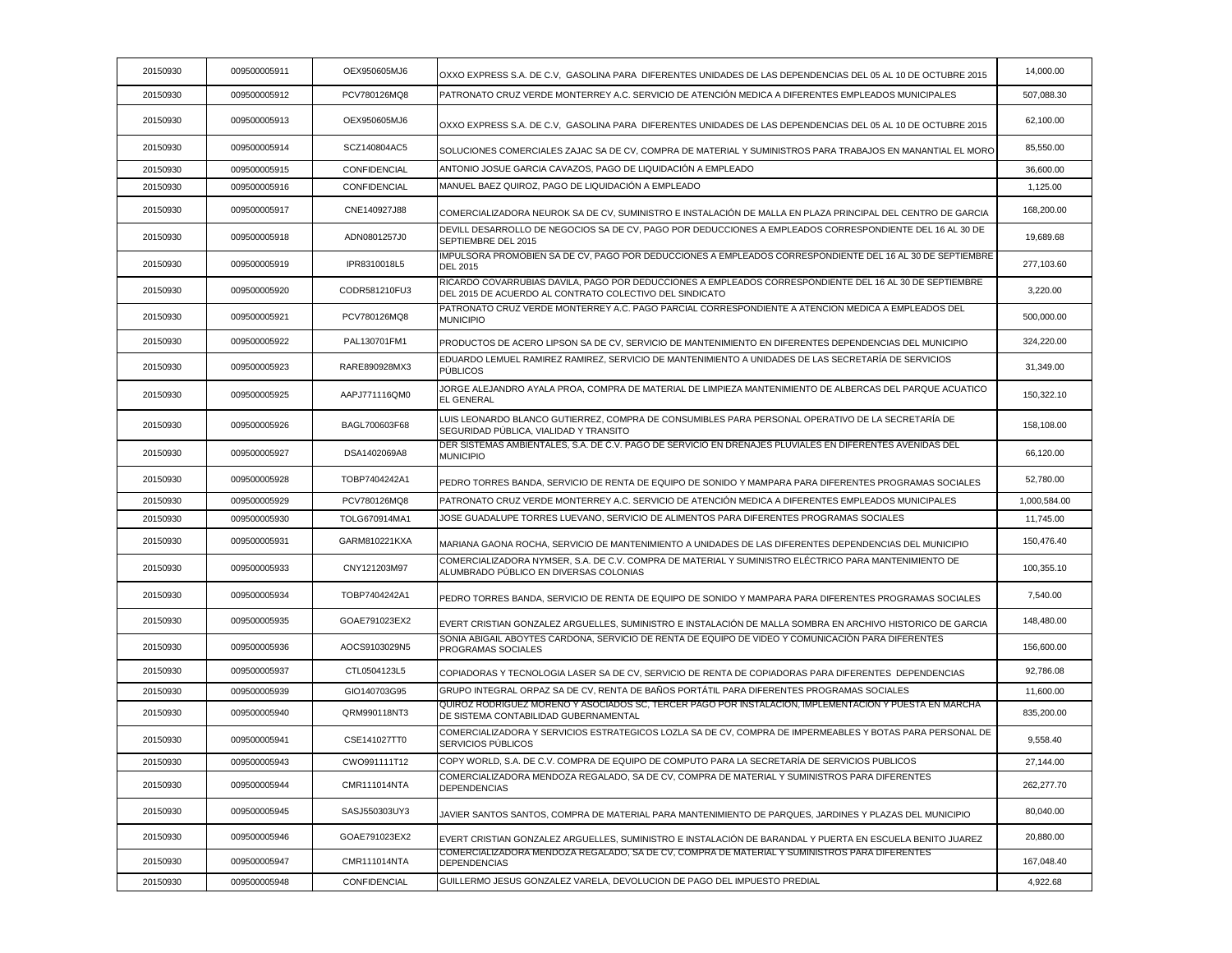| | | | | |
|---|---|---|---|---|
| 20150930 | 009500005911 | OEX950605MJ6 | OXXO EXPRESS S.A. DE C.V, GASOLINA PARA DIFERENTES UNIDADES DE LAS DEPENDENCIAS DEL 05 AL 10 DE OCTUBRE 2015 | 14,000.00 |
| 20150930 | 009500005912 | PCV780126MQ8 | PATRONATO CRUZ VERDE MONTERREY A.C. SERVICIO DE ATENCIÓN MEDICA A DIFERENTES EMPLEADOS MUNICIPALES | 507,088.30 |
| 20150930 | 009500005913 | OEX950605MJ6 | OXXO EXPRESS S.A. DE C.V, GASOLINA PARA DIFERENTES UNIDADES DE LAS DEPENDENCIAS DEL 05 AL 10 DE OCTUBRE 2015 | 62,100.00 |
| 20150930 | 009500005914 | SCZ140804AC5 | SOLUCIONES COMERCIALES ZAJAC SA DE CV, COMPRA DE MATERIAL Y SUMINISTROS PARA TRABAJOS EN MANANTIAL EL MORO | 85,550.00 |
| 20150930 | 009500005915 | CONFIDENCIAL | ANTONIO JOSUE GARCIA CAVAZOS, PAGO DE LIQUIDACIÓN A EMPLEADO | 36,600.00 |
| 20150930 | 009500005916 | CONFIDENCIAL | MANUEL BAEZ QUIROZ, PAGO DE LIQUIDACIÓN A EMPLEADO | 1,125.00 |
| 20150930 | 009500005917 | CNE140927J88 | COMERCIALIZADORA NEUROK SA DE CV, SUMINISTRO E INSTALACIÓN DE MALLA EN PLAZA PRINCIPAL DEL CENTRO DE GARCIA | 168,200.00 |
| 20150930 | 009500005918 | ADN0801257J0 | DEVILL DESARROLLO DE NEGOCIOS SA DE CV, PAGO POR DEDUCCIONES A EMPLEADOS CORRESPONDIENTE DEL 16 AL 30 DE SEPTIEMBRE DEL 2015 | 19,689.68 |
| 20150930 | 009500005919 | IPR8310018L5 | IMPULSORA PROMOBIEN SA DE CV, PAGO POR DEDUCCIONES A EMPLEADOS CORRESPONDIENTE DEL 16 AL 30 DE SEPTIEMBRE DEL 2015 | 277,103.60 |
| 20150930 | 009500005920 | CODR581210FU3 | RICARDO COVARRUBIAS DAVILA, PAGO POR DEDUCCIONES A EMPLEADOS CORRESPONDIENTE DEL 16 AL 30 DE SEPTIEMBRE DEL 2015 DE ACUERDO AL CONTRATO COLECTIVO DEL SINDICATO | 3,220.00 |
| 20150930 | 009500005921 | PCV780126MQ8 | PATRONATO CRUZ VERDE MONTERREY A.C. PAGO PARCIAL CORRESPONDIENTE A ATENCION MEDICA A EMPLEADOS DEL MUNICIPIO | 500,000.00 |
| 20150930 | 009500005922 | PAL130701FM1 | PRODUCTOS DE ACERO LIPSON SA DE CV, SERVICIO DE MANTENIMIENTO EN DIFERENTES DEPENDENCIAS DEL MUNICIPIO | 324,220.00 |
| 20150930 | 009500005923 | RARE890928MX3 | EDUARDO LEMUEL RAMIREZ RAMIREZ, SERVICIO DE MANTENIMIENTO A UNIDADES DE LAS SECRETARÍA DE SERVICIOS PÚBLICOS | 31,349.00 |
| 20150930 | 009500005925 | AAPJ771116QM0 | JORGE ALEJANDRO AYALA PROA, COMPRA DE MATERIAL DE LIMPIEZA MANTENIMIENTO DE ALBERCAS DEL PARQUE ACUATICO EL GENERAL | 150,322.10 |
| 20150930 | 009500005926 | BAGL700603F68 | LUIS LEONARDO BLANCO GUTIERREZ, COMPRA DE CONSUMIBLES PARA PERSONAL OPERATIVO DE LA SECRETARÍA DE SEGURIDAD PÚBLICA, VIALIDAD Y TRANSITO | 158,108.00 |
| 20150930 | 009500005927 | DSA1402069A8 | DER SISTEMAS AMBIENTALES, S.A. DE C.V. PAGO DE SERVICIO EN DRENAJES PLUVIALES EN DIFERENTES AVENIDAS DEL MUNICIPIO | 66,120.00 |
| 20150930 | 009500005928 | TOBP7404242A1 | PEDRO TORRES BANDA, SERVICIO DE RENTA DE EQUIPO DE SONIDO Y MAMPARA PARA DIFERENTES PROGRAMAS SOCIALES | 52,780.00 |
| 20150930 | 009500005929 | PCV780126MQ8 | PATRONATO CRUZ VERDE MONTERREY A.C. SERVICIO DE ATENCIÓN MEDICA A DIFERENTES EMPLEADOS MUNICIPALES | 1,000,584.00 |
| 20150930 | 009500005930 | TOLG670914MA1 | JOSE GUADALUPE TORRES LUEVANO, SERVICIO DE ALIMENTOS PARA DIFERENTES PROGRAMAS SOCIALES | 11,745.00 |
| 20150930 | 009500005931 | GARM810221KXA | MARIANA GAONA ROCHA, SERVICIO DE MANTENIMIENTO A UNIDADES DE LAS DIFERENTES DEPENDENCIAS DEL MUNICIPIO | 150,476.40 |
| 20150930 | 009500005933 | CNY121203M97 | COMERCIALIZADORA NYMSER, S.A. DE C.V. COMPRA DE MATERIAL Y SUMINISTRO ELÉCTRICO PARA MANTENIMIENTO DE ALUMBRADO PÚBLICO EN DIVERSAS COLONIAS | 100,355.10 |
| 20150930 | 009500005934 | TOBP7404242A1 | PEDRO TORRES BANDA, SERVICIO DE RENTA DE EQUIPO DE SONIDO Y MAMPARA PARA DIFERENTES PROGRAMAS SOCIALES | 7,540.00 |
| 20150930 | 009500005935 | GOAE791023EX2 | EVERT CRISTIAN GONZALEZ ARGUELLES, SUMINISTRO E INSTALACIÓN DE MALLA SOMBRA EN ARCHIVO HISTORICO DE GARCIA | 148,480.00 |
| 20150930 | 009500005936 | AOCS9103029N5 | SONIA ABIGAIL ABOYTES CARDONA, SERVICIO DE RENTA DE EQUIPO DE VIDEO Y COMUNICACIÓN PARA DIFERENTES PROGRAMAS SOCIALES | 156,600.00 |
| 20150930 | 009500005937 | CTL0504123L5 | COPIADORAS Y TECNOLOGIA LASER SA DE CV, SERVICIO DE RENTA DE COPIADORAS PARA DIFERENTES DEPENDENCIAS | 92,786.08 |
| 20150930 | 009500005939 | GIO140703G95 | GRUPO INTEGRAL ORPAZ SA DE CV, RENTA DE BAÑOS PORTÁTIL PARA DIFERENTES PROGRAMAS SOCIALES | 11,600.00 |
| 20150930 | 009500005940 | QRM990118NT3 | QUIROZ RODRIGUEZ MORENO Y ASOCIADOS SC, TERCER PAGO POR INSTALACION, IMPLEMENTACION Y PUESTA EN MARCHA DE SISTEMA CONTABILIDAD GUBERNAMENTAL | 835,200.00 |
| 20150930 | 009500005941 | CSE141027TT0 | COMERCIALIZADORA Y SERVICIOS ESTRATEGICOS LOZLA SA DE CV, COMPRA DE IMPERMEABLES Y BOTAS PARA PERSONAL DE SERVICIOS PÚBLICOS | 9,558.40 |
| 20150930 | 009500005943 | CWO991111T12 | COPY WORLD, S.A. DE C.V. COMPRA DE EQUIPO DE COMPUTO PARA LA SECRETARÍA DE SERVICIOS PUBLICOS | 27,144.00 |
| 20150930 | 009500005944 | CMR111014NTA | COMERCIALIZADORA MENDOZA REGALADO, SA DE CV, COMPRA DE MATERIAL Y SUMINISTROS PARA DIFERENTES DEPENDENCIAS | 262,277.70 |
| 20150930 | 009500005945 | SASJ550303UY3 | JAVIER SANTOS SANTOS, COMPRA DE MATERIAL PARA MANTENIMIENTO DE PARQUES, JARDINES Y PLAZAS DEL MUNICIPIO | 80,040.00 |
| 20150930 | 009500005946 | GOAE791023EX2 | EVERT CRISTIAN GONZALEZ ARGUELLES, SUMINISTRO E INSTALACIÓN DE BARANDAL Y PUERTA EN ESCUELA BENITO JUAREZ | 20,880.00 |
| 20150930 | 009500005947 | CMR111014NTA | COMERCIALIZADORA MENDOZA REGALADO, SA DE CV, COMPRA DE MATERIAL Y SUMINISTROS PARA DIFERENTES DEPENDENCIAS | 167,048.40 |
| 20150930 | 009500005948 | CONFIDENCIAL | GUILLERMO JESUS GONZALEZ VARELA, DEVOLUCION DE PAGO DEL IMPUESTO PREDIAL | 4,922.68 |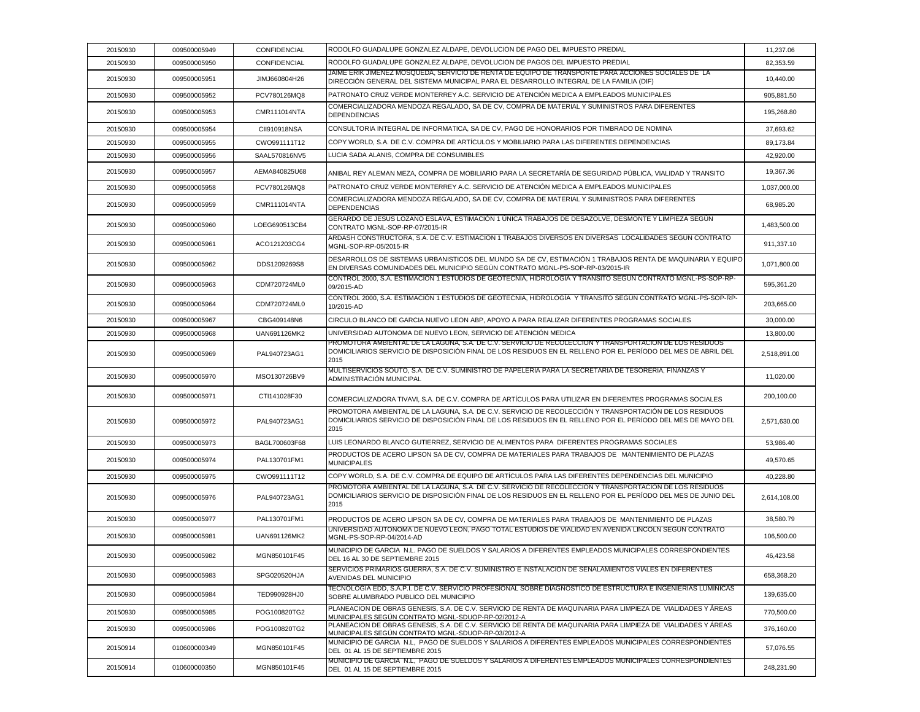| | | | | |
|---|---|---|---|---|
| 20150930 | 009500005949 | CONFIDENCIAL | RODOLFO GUADALUPE GONZALEZ ALDAPE, DEVOLUCION DE PAGO DEL IMPUESTO PREDIAL | 11,237.06 |
| 20150930 | 009500005950 | CONFIDENCIAL | RODOLFO GUADALUPE GONZALEZ ALDAPE, DEVOLUCION DE PAGOS DEL IMPUESTO PREDIAL | 82,353.59 |
| 20150930 | 009500005951 | JIMJ660804H26 | JAIME ERIK JIMENEZ MOSQUEDA, SERVICIO DE RENTA DE EQUIPO DE TRANSPORTE PARA ACCIONES SOCIALES DE LA DIRECCIÓN GENERAL DEL SISTEMA MUNICIPAL PARA EL DESARROLLO INTEGRAL DE LA FAMILIA (DIF) | 10,440.00 |
| 20150930 | 009500005952 | PCV780126MQ8 | PATRONATO CRUZ VERDE MONTERREY A.C. SERVICIO DE ATENCIÓN MEDICA A EMPLEADOS MUNICIPALES | 905,881.50 |
| 20150930 | 009500005953 | CMR111014NTA | COMERCIALIZADORA MENDOZA REGALADO, SA DE CV, COMPRA DE MATERIAL Y SUMINISTROS PARA DIFERENTES DEPENDENCIAS | 195,268.80 |
| 20150930 | 009500005954 | CII910918NSA | CONSULTORIA INTEGRAL DE INFORMATICA, SA DE CV, PAGO DE HONORARIOS POR TIMBRADO DE NOMINA | 37,693.62 |
| 20150930 | 009500005955 | CWO991111T12 | COPY WORLD, S.A. DE C.V. COMPRA DE ARTÍCULOS Y MOBILIARIO PARA LAS DIFERENTES DEPENDENCIAS | 89,173.84 |
| 20150930 | 009500005956 | SAAL570816NV5 | LUCIA SADA ALANIS, COMPRA DE CONSUMIBLES | 42,920.00 |
| 20150930 | 009500005957 | AEMA840825U68 | ANIBAL REY ALEMAN MEZA, COMPRA DE MOBILIARIO PARA LA SECRETARÍA DE SEGURIDAD PÚBLICA, VIALIDAD Y TRANSITO | 19,367.36 |
| 20150930 | 009500005958 | PCV780126MQ8 | PATRONATO CRUZ VERDE MONTERREY A.C. SERVICIO DE ATENCIÓN MEDICA A EMPLEADOS MUNICIPALES | 1,037,000.00 |
| 20150930 | 009500005959 | CMR111014NTA | COMERCIALIZADORA MENDOZA REGALADO, SA DE CV, COMPRA DE MATERIAL Y SUMINISTROS PARA DIFERENTES DEPENDENCIAS | 68,985.20 |
| 20150930 | 009500005960 | LOEG690513CB4 | GERARDO DE JESUS LOZANO ESLAVA, ESTIMACIÓN 1 ÚNICA TRABAJOS DE DESAZOLVE, DESMONTE Y LIMPIEZA SEGÚN CONTRATO MGNL-SOP-RP-07/2015-IR | 1,483,500.00 |
| 20150930 | 009500005961 | ACO121203CG4 | ARDASH CONSTRUCTORA, S.A. DE C.V. ESTIMACION 1 TRABAJOS DIVERSOS EN DIVERSAS LOCALIDADES SEGUN CONTRATO MGNL-SOP-RP-05/2015-IR | 911,337.10 |
| 20150930 | 009500005962 | DDS1209269S8 | DESARROLLOS DE SISTEMAS URBANISTICOS DEL MUNDO SA DE CV, ESTIMACIÓN 1 TRABAJOS RENTA DE MAQUINARIA Y EQUIPO EN DIVERSAS COMUNIDADES DEL MUNICIPIO SEGÚN CONTRATO MGNL-PS-SOP-RP-03/2015-IR | 1,071,800.00 |
| 20150930 | 009500005963 | CDM720724ML0 | CONTROL 2000, S.A. ESTIMACIÓN 1 ESTUDIOS DE GEOTECNIA, HIDROLOGIA Y TRANSITO SEGÚN CONTRATO MGNL-PS-SOP-RP-09/2015-AD | 595,361.20 |
| 20150930 | 009500005964 | CDM720724ML0 | CONTROL 2000, S.A. ESTIMACIÓN 1 ESTUDIOS DE GEOTECNIA, HIDROLOGIA Y TRANSITO SEGÚN CONTRATO MGNL-PS-SOP-RP-10/2015-AD | 203,665.00 |
| 20150930 | 009500005967 | CBG409148N6 | CIRCULO BLANCO DE GARCIA NUEVO LEON ABP, APOYO A PARA REALIZAR DIFERENTES PROGRAMAS SOCIALES | 30,000.00 |
| 20150930 | 009500005968 | UAN691126MK2 | UNIVERSIDAD AUTONOMA DE NUEVO LEON, SERVICIO DE ATENCIÓN MEDICA | 13,800.00 |
| 20150930 | 009500005969 | PAL940723AG1 | PROMOTORA AMBIENTAL DE LA LAGUNA, S.A. DE C.V. SERVICIO DE RECOLECCIÓN Y TRANSPORTACIÓN DE LOS RESIDUOS DOMICILIARIOS SERVICIO DE DISPOSICIÓN FINAL DE LOS RESIDUOS EN EL RELLENO POR EL PERÍODO DEL MES DE ABRIL DEL 2015 | 2,518,891.00 |
| 20150930 | 009500005970 | MSO130726BV9 | MULTISERVICIOS SOUTO, S.A. DE C.V. SUMINISTRO DE PAPELERIA PARA LA SECRETARIA DE TESORERIA, FINANZAS Y ADMINISTRACIÓN MUNICIPAL | 11,020.00 |
| 20150930 | 009500005971 | CTI141028F30 | COMERCIALIZADORA TIVAVI, S.A. DE C.V. COMPRA DE ARTÍCULOS PARA UTILIZAR EN DIFERENTES PROGRAMAS SOCIALES | 200,100.00 |
| 20150930 | 009500005972 | PAL940723AG1 | PROMOTORA AMBIENTAL DE LA LAGUNA, S.A. DE C.V. SERVICIO DE RECOLECCIÓN Y TRANSPORTACIÓN DE LOS RESIDUOS DOMICILIARIOS SERVICIO DE DISPOSICIÓN FINAL DE LOS RESIDUOS EN EL RELLENO POR EL PERÍODO DEL MES DE MAYO DEL 2015 | 2,571,630.00 |
| 20150930 | 009500005973 | BAGL700603F68 | LUIS LEONARDO BLANCO GUTIERREZ, SERVICIO DE ALIMENTOS PARA DIFERENTES PROGRAMAS SOCIALES | 53,986.40 |
| 20150930 | 009500005974 | PAL130701FM1 | PRODUCTOS DE ACERO LIPSON SA DE CV, COMPRA DE MATERIALES PARA TRABAJOS DE MANTENIMIENTO DE PLAZAS MUNICIPALES | 49,570.65 |
| 20150930 | 009500005975 | CWO991111T12 | COPY WORLD, S.A. DE C.V. COMPRA DE EQUIPO DE ARTÍCULOS PARA LAS DIFERENTES DEPENDENCIAS DEL MUNICIPIO | 40,228.80 |
| 20150930 | 009500005976 | PAL940723AG1 | PROMOTORA AMBIENTAL DE LA LAGUNA, S.A. DE C.V. SERVICIO DE RECOLECCIÓN Y TRANSPORTACIÓN DE LOS RESIDUOS DOMICILIARIOS SERVICIO DE DISPOSICIÓN FINAL DE LOS RESIDUOS EN EL RELLENO POR EL PERÍODO DEL MES DE JUNIO DEL 2015 | 2,614,108.00 |
| 20150930 | 009500005977 | PAL130701FM1 | PRODUCTOS DE ACERO LIPSON SA DE CV, COMPRA DE MATERIALES PARA TRABAJOS DE MANTENIMIENTO DE PLAZAS | 38,580.79 |
| 20150930 | 009500005981 | UAN691126MK2 | UNIVERSIDAD AUTONOMA DE NUEVO LEON, PAGO TOTAL ESTUDIOS DE VIALIDAD EN AVENIDA LINCOLN SEGÚN CONTRATO MGNL-PS-SOP-RP-04/2014-AD | 106,500.00 |
| 20150930 | 009500005982 | MGN850101F45 | MUNICIPIO DE GARCIA N.L. PAGO DE SUELDOS Y SALARIOS A DIFERENTES EMPLEADOS MUNICIPALES CORRESPONDIENTES DEL 16 AL 30 DE SEPTIEMBRE 2015 | 46,423.58 |
| 20150930 | 009500005983 | SPG020520HJA | SERVICIOS PRIMARIOS GUERRA, S.A. DE C.V. SUMINISTRO E INSTALACIÓN DE SEÑALAMIENTOS VIALES EN DIFERENTES AVENIDAS DEL MUNICIPIO | 658,368.20 |
| 20150930 | 009500005984 | TED990928HJ0 | TECNOLOGIA EDD, S.A.P.I. DE C.V. SERVICIO PROFESIONAL SOBRE DIAGNOSTICO DE ESTRUCTURA E INGENIERIAS LUMINICAS SOBRE ALUMBRADO PUBLICO DEL MUNICIPIO | 139,635.00 |
| 20150930 | 009500005985 | POG100820TG2 | PLANEACION DE OBRAS GENESIS, S.A. DE C.V. SERVICIO DE RENTA DE MAQUINARIA PARA LIMPIEZA DE VIALIDADES Y ÁREAS MUNICIPALES SEGÚN CONTRATO MGNL-SDUOP-RP-02/2012-A | 770,500.00 |
| 20150930 | 009500005986 | POG100820TG2 | PLANEACION DE OBRAS GENESIS, S.A. DE C.V. SERVICIO DE RENTA DE MAQUINARIA PARA LIMPIEZA DE VIALIDADES Y ÁREAS MUNICIPALES SEGÚN CONTRATO MGNL-SDUOP-RP-03/2012-A | 376,160.00 |
| 20150914 | 010600000349 | MGN850101F45 | MUNICIPIO DE GARCIA N.L, PAGO DE SUELDOS Y SALARIOS A DIFERENTES EMPLEADOS MUNICIPALES CORRESPONDIENTES DEL 01 AL 15 DE SEPTIEMBRE 2015 | 57,076.55 |
| 20150914 | 010600000350 | MGN850101F45 | MUNICIPIO DE GARCIA N.L, PAGO DE SUELDOS Y SALARIOS A DIFERENTES EMPLEADOS MUNICIPALES CORRESPONDIENTES DEL 01 AL 15 DE SEPTIEMBRE 2015 | 248,231.90 |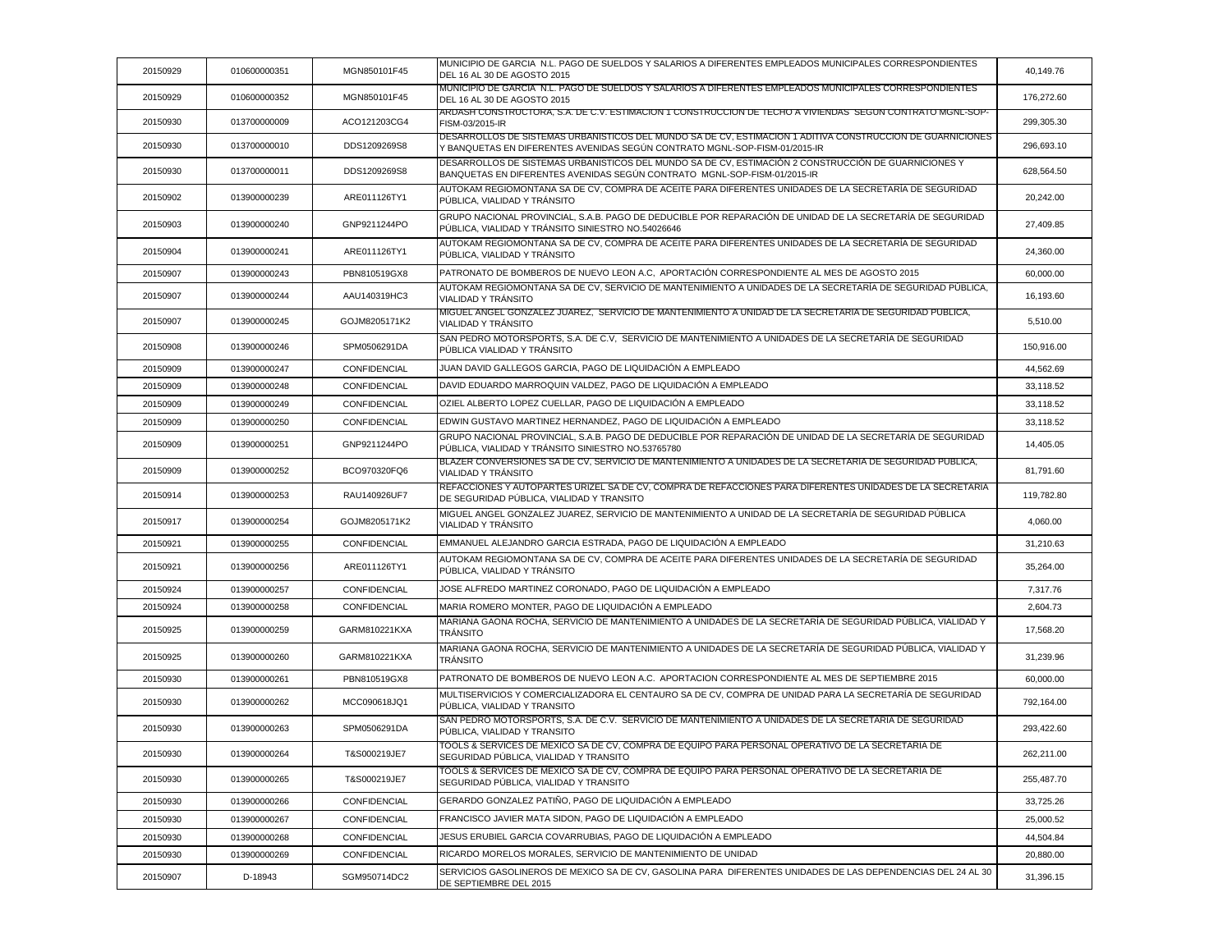| | | | | |
|---|---|---|---|---|
| 20150929 | 010600000351 | MGN850101F45 | MUNICIPIO DE GARCIA N.L. PAGO DE SUELDOS Y SALARIOS A DIFERENTES EMPLEADOS MUNICIPALES CORRESPONDIENTES DEL 16 AL 30 DE AGOSTO 2015 | 40,149.76 |
| 20150929 | 010600000352 | MGN850101F45 | MUNICIPIO DE GARCIA N.L. PAGO DE SUELDOS Y SALARIOS A DIFERENTES EMPLEADOS MUNICIPALES CORRESPONDIENTES DEL 16 AL 30 DE AGOSTO 2015 | 176,272.60 |
| 20150930 | 013700000009 | ACO121203CG4 | ARDASH CONSTRUCTORA, S.A. DE C.V. ESTIMACIÓN 1 CONSTRUCCIÓN DE TECHO A VIVIENDAS SEGÚN CONTRATO MGNL-SOP-FISM-03/2015-IR | 299,305.30 |
| 20150930 | 013700000010 | DDS1209269S8 | DESARROLLOS DE SISTEMAS URBANISTICOS DEL MUNDO SA DE CV, ESTIMACIÓN 1 ADITIVA CONSTRUCCIÓN DE GUARNICIONES Y BANQUETAS EN DIFERENTES AVENIDAS SEGÚN CONTRATO MGNL-SOP-FISM-01/2015-IR | 296,693.10 |
| 20150930 | 013700000011 | DDS1209269S8 | DESARROLLOS DE SISTEMAS URBANISTICOS DEL MUNDO SA DE CV, ESTIMACIÓN 2 CONSTRUCCIÓN DE GUARNICIONES Y BANQUETAS EN DIFERENTES AVENIDAS SEGÚN CONTRATO MGNL-SOP-FISM-01/2015-IR | 628,564.50 |
| 20150902 | 013900000239 | ARE011126TY1 | AUTOKAM REGIOMONTANA SA DE CV, COMPRA DE ACEITE PARA DIFERENTES UNIDADES DE LA SECRETARÍA DE SEGURIDAD PÚBLICA, VIALIDAD Y TRÁNSITO | 20,242.00 |
| 20150903 | 013900000240 | GNP9211244PO | GRUPO NACIONAL PROVINCIAL, S.A.B. PAGO DE DEDUCIBLE POR REPARACIÓN DE UNIDAD DE LA SECRETARÍA DE SEGURIDAD PÚBLICA, VIALIDAD Y TRÁNSITO SINIESTRO NO.54026646 | 27,409.85 |
| 20150904 | 013900000241 | ARE011126TY1 | AUTOKAM REGIOMONTANA SA DE CV, COMPRA DE ACEITE PARA DIFERENTES UNIDADES DE LA SECRETARÍA DE SEGURIDAD PÚBLICA, VIALIDAD Y TRÁNSITO | 24,360.00 |
| 20150907 | 013900000243 | PBN810519GX8 | PATRONATO DE BOMBEROS DE NUEVO LEON A.C, APORTACIÓN CORRESPONDIENTE AL MES DE AGOSTO 2015 | 60,000.00 |
| 20150907 | 013900000244 | AAU140319HC3 | AUTOKAM REGIOMONTANA SA DE CV, SERVICIO DE MANTENIMIENTO A UNIDADES DE LA SECRETARÍA DE SEGURIDAD PÚBLICA, VIALIDAD Y TRÁNSITO | 16,193.60 |
| 20150907 | 013900000245 | GOJM8205171K2 | MIGUEL ANGEL GONZALEZ JUAREZ, SERVICIO DE MANTENIMIENTO A UNIDAD DE LA SECRETARÍA DE SEGURIDAD PÚBLICA, VIALIDAD Y TRÁNSITO | 5,510.00 |
| 20150908 | 013900000246 | SPM0506291DA | SAN PEDRO MOTORSPORTS, S.A. DE C.V, SERVICIO DE MANTENIMIENTO A UNIDADES DE LA SECRETARÍA DE SEGURIDAD PÚBLICA VIALIDAD Y TRÁNSITO | 150,916.00 |
| 20150909 | 013900000247 | CONFIDENCIAL | JUAN DAVID GALLEGOS GARCIA, PAGO DE LIQUIDACIÓN A EMPLEADO | 44,562.69 |
| 20150909 | 013900000248 | CONFIDENCIAL | DAVID EDUARDO MARROQUIN VALDEZ, PAGO DE LIQUIDACIÓN A EMPLEADO | 33,118.52 |
| 20150909 | 013900000249 | CONFIDENCIAL | OZIEL ALBERTO LOPEZ CUELLAR, PAGO DE LIQUIDACIÓN A EMPLEADO | 33,118.52 |
| 20150909 | 013900000250 | CONFIDENCIAL | EDWIN GUSTAVO MARTINEZ HERNANDEZ, PAGO DE LIQUIDACIÓN A EMPLEADO | 33,118.52 |
| 20150909 | 013900000251 | GNP9211244PO | GRUPO NACIONAL PROVINCIAL, S.A.B. PAGO DE DEDUCIBLE POR REPARACIÓN DE UNIDAD DE LA SECRETARÍA DE SEGURIDAD PÚBLICA, VIALIDAD Y TRÁNSITO SINIESTRO NO.53765780 | 14,405.05 |
| 20150909 | 013900000252 | BCO970320FQ6 | BLAZER CONVERSIONES SA DE CV, SERVICIO DE MANTENIMIENTO A UNIDADES DE LA SECRETARÍA DE SEGURIDAD PÚBLICA, VIALIDAD Y TRÁNSITO | 81,791.60 |
| 20150914 | 013900000253 | RAU140926UF7 | REFACCIONES Y AUTOPARTES URIZEL SA DE CV, COMPRA DE REFACCIONES PARA DIFERENTES UNIDADES DE LA SECRETARÍA DE SEGURIDAD PÚBLICA, VIALIDAD Y TRANSITO | 119,782.80 |
| 20150917 | 013900000254 | GOJM8205171K2 | MIGUEL ANGEL GONZALEZ JUAREZ, SERVICIO DE MANTENIMIENTO A UNIDAD DE LA SECRETARÍA DE SEGURIDAD PÚBLICA VIALIDAD Y TRÁNSITO | 4,060.00 |
| 20150921 | 013900000255 | CONFIDENCIAL | EMMANUEL ALEJANDRO GARCIA ESTRADA, PAGO DE LIQUIDACIÓN A EMPLEADO | 31,210.63 |
| 20150921 | 013900000256 | ARE011126TY1 | AUTOKAM REGIOMONTANA SA DE CV, COMPRA DE ACEITE PARA DIFERENTES UNIDADES DE LA SECRETARÍA DE SEGURIDAD PÚBLICA, VIALIDAD Y TRÁNSITO | 35,264.00 |
| 20150924 | 013900000257 | CONFIDENCIAL | JOSE ALFREDO MARTINEZ CORONADO, PAGO DE LIQUIDACIÓN A EMPLEADO | 7,317.76 |
| 20150924 | 013900000258 | CONFIDENCIAL | MARIA ROMERO MONTER, PAGO DE LIQUIDACIÓN A EMPLEADO | 2,604.73 |
| 20150925 | 013900000259 | GARM810221KXA | MARIANA GAONA ROCHA, SERVICIO DE MANTENIMIENTO A UNIDADES DE LA SECRETARÍA DE SEGURIDAD PÚBLICA, VIALIDAD Y TRÁNSITO | 17,568.20 |
| 20150925 | 013900000260 | GARM810221KXA | MARIANA GAONA ROCHA, SERVICIO DE MANTENIMIENTO A UNIDADES DE LA SECRETARÍA DE SEGURIDAD PÚBLICA, VIALIDAD Y TRÁNSITO | 31,239.96 |
| 20150930 | 013900000261 | PBN810519GX8 | PATRONATO DE BOMBEROS DE NUEVO LEON A.C. APORTACION CORRESPONDIENTE AL MES DE SEPTIEMBRE 2015 | 60,000.00 |
| 20150930 | 013900000262 | MCC090618JQ1 | MULTISERVICIOS Y COMERCIALIZADORA EL CENTAURO SA DE CV, COMPRA DE UNIDAD PARA LA SECRETARÍA DE SEGURIDAD PÚBLICA, VIALIDAD Y TRANSITO | 792,164.00 |
| 20150930 | 013900000263 | SPM0506291DA | SAN PEDRO MOTORSPORTS, S.A. DE C.V. SERVICIO DE MANTENIMIENTO A UNIDADES DE LA SECRETARÍA DE SEGURIDAD PÚBLICA, VIALIDAD Y TRANSITO | 293,422.60 |
| 20150930 | 013900000264 | T&S000219JE7 | TOOLS & SERVICES DE MEXICO SA DE CV, COMPRA DE EQUIPO PARA PERSONAL OPERATIVO DE LA SECRETARÍA DE SEGURIDAD PÚBLICA, VIALIDAD Y TRANSITO | 262,211.00 |
| 20150930 | 013900000265 | T&S000219JE7 | TOOLS & SERVICES DE MEXICO SA DE CV, COMPRA DE EQUIPO PARA PERSONAL OPERATIVO DE LA SECRETARÍA DE SEGURIDAD PÚBLICA, VIALIDAD Y TRANSITO | 255,487.70 |
| 20150930 | 013900000266 | CONFIDENCIAL | GERARDO GONZALEZ PATIÑO, PAGO DE LIQUIDACIÓN A EMPLEADO | 33,725.26 |
| 20150930 | 013900000267 | CONFIDENCIAL | FRANCISCO JAVIER MATA SIDON, PAGO DE LIQUIDACIÓN A EMPLEADO | 25,000.52 |
| 20150930 | 013900000268 | CONFIDENCIAL | JESUS ERUBIEL GARCIA COVARRUBIAS, PAGO DE LIQUIDACIÓN A EMPLEADO | 44,504.84 |
| 20150930 | 013900000269 | CONFIDENCIAL | RICARDO MORELOS MORALES, SERVICIO DE MANTENIMIENTO DE UNIDAD | 20,880.00 |
| 20150907 | D-18943 | SGM950714DC2 | SERVICIOS GASOLINEROS DE MEXICO SA DE CV, GASOLINA PARA DIFERENTES UNIDADES DE LAS DEPENDENCIAS DEL 24 AL 30 DE SEPTIEMBRE DEL 2015 | 31,396.15 |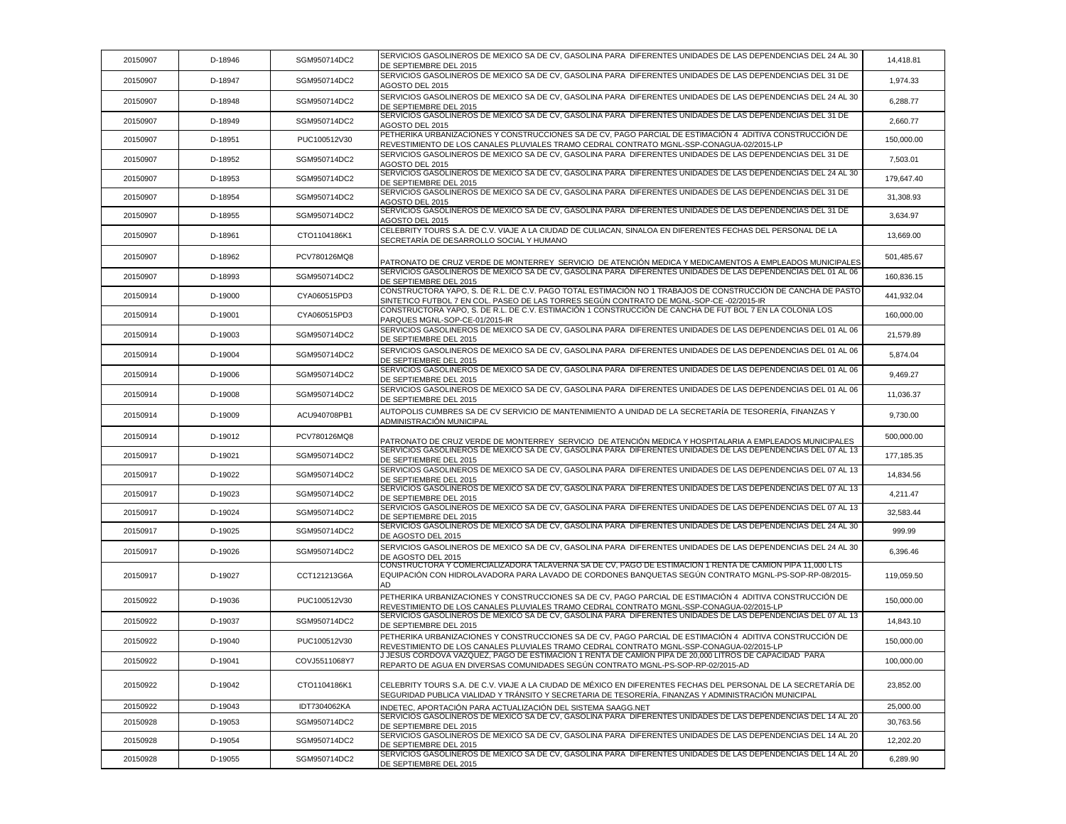| | | | | |
|---|---|---|---|---|
| 20150907 | D-18946 | SGM950714DC2 | SERVICIOS GASOLINEROS DE MEXICO SA DE CV, GASOLINA PARA DIFERENTES UNIDADES DE LAS DEPENDENCIAS DEL 24 AL 30 DE SEPTIEMBRE DEL 2015 | 14,418.81 |
| 20150907 | D-18947 | SGM950714DC2 | SERVICIOS GASOLINEROS DE MEXICO SA DE CV, GASOLINA PARA DIFERENTES UNIDADES DE LAS DEPENDENCIAS DEL 31 DE AGOSTO DEL 2015 | 1,974.33 |
| 20150907 | D-18948 | SGM950714DC2 | SERVICIOS GASOLINEROS DE MEXICO SA DE CV, GASOLINA PARA DIFERENTES UNIDADES DE LAS DEPENDENCIAS DEL 24 AL 30 DE SEPTIEMBRE DEL 2015 | 6,288.77 |
| 20150907 | D-18949 | SGM950714DC2 | SERVICIOS GASOLINEROS DE MEXICO SA DE CV, GASOLINA PARA DIFERENTES UNIDADES DE LAS DEPENDENCIAS DEL 31 DE AGOSTO DEL 2015 | 2,660.77 |
| 20150907 | D-18951 | PUC100512V30 | PETHERIKA URBANIZACIONES Y CONSTRUCCIONES SA DE CV, PAGO PARCIAL DE ESTIMACIÓN 4 ADITIVA CONSTRUCCIÓN DE REVESTIMIENTO DE LOS CANALES PLUVIALES TRAMO CEDRAL CONTRATO MGNL-SSP-CONAGUA-02/2015-LP | 150,000.00 |
| 20150907 | D-18952 | SGM950714DC2 | SERVICIOS GASOLINEROS DE MEXICO SA DE CV, GASOLINA PARA DIFERENTES UNIDADES DE LAS DEPENDENCIAS DEL 31 DE AGOSTO DEL 2015 | 7,503.01 |
| 20150907 | D-18953 | SGM950714DC2 | SERVICIOS GASOLINEROS DE MEXICO SA DE CV, GASOLINA PARA DIFERENTES UNIDADES DE LAS DEPENDENCIAS DEL 24 AL 30 DE SEPTIEMBRE DEL 2015 | 179,647.40 |
| 20150907 | D-18954 | SGM950714DC2 | SERVICIOS GASOLINEROS DE MEXICO SA DE CV, GASOLINA PARA DIFERENTES UNIDADES DE LAS DEPENDENCIAS DEL 31 DE AGOSTO DEL 2015 | 31,308.93 |
| 20150907 | D-18955 | SGM950714DC2 | SERVICIOS GASOLINEROS DE MEXICO SA DE CV, GASOLINA PARA DIFERENTES UNIDADES DE LAS DEPENDENCIAS DEL 31 DE AGOSTO DEL 2015 | 3,634.97 |
| 20150907 | D-18961 | CTO1104186K1 | CELEBRITY TOURS S.A. DE C.V. VIAJE A LA CIUDAD DE CULIACAN, SINALOA EN DIFERENTES FECHAS DEL PERSONAL DE LA SECRETARÍA DE DESARROLLO SOCIAL Y HUMANO | 13,669.00 |
| 20150907 | D-18962 | PCV780126MQ8 | PATRONATO DE CRUZ VERDE DE MONTERREY SERVICIO DE ATENCIÓN MEDICA Y MEDICAMENTOS A EMPLEADOS MUNICIPALES | 501,485.67 |
| 20150907 | D-18993 | SGM950714DC2 | SERVICIOS GASOLINEROS DE MEXICO SA DE CV, GASOLINA PARA DIFERENTES UNIDADES DE LAS DEPENDENCIAS DEL 01 AL 06 DE SEPTIEMBRE DEL 2015 | 160,836.15 |
| 20150914 | D-19000 | CYA060515PD3 | CONSTRUCTORA YAPO, S. DE R.L. DE C.V. PAGO TOTAL ESTIMACIÓN NO 1 TRABAJOS DE CONSTRUCCIÓN DE CANCHA DE PASTO SINTETICO FUTBOL 7 EN COL. PASEO DE LAS TORRES SEGÚN CONTRATO DE MGNL-SOP-CE -02/2015-IR | 441,932.04 |
| 20150914 | D-19001 | CYA060515PD3 | CONSTRUCTORA YAPO, S. DE R.L. DE C.V. ESTIMACIÓN 1 CONSTRUCCIÓN DE CANCHA DE FUT BOL 7 EN LA COLONIA LOS PARQUES MGNL-SOP-CE-01/2015-IR | 160,000.00 |
| 20150914 | D-19003 | SGM950714DC2 | SERVICIOS GASOLINEROS DE MEXICO SA DE CV, GASOLINA PARA DIFERENTES UNIDADES DE LAS DEPENDENCIAS DEL 01 AL 06 DE SEPTIEMBRE DEL 2015 | 21,579.89 |
| 20150914 | D-19004 | SGM950714DC2 | SERVICIOS GASOLINEROS DE MEXICO SA DE CV, GASOLINA PARA DIFERENTES UNIDADES DE LAS DEPENDENCIAS DEL 01 AL 06 DE SEPTIEMBRE DEL 2015 | 5,874.04 |
| 20150914 | D-19006 | SGM950714DC2 | SERVICIOS GASOLINEROS DE MEXICO SA DE CV, GASOLINA PARA DIFERENTES UNIDADES DE LAS DEPENDENCIAS DEL 01 AL 06 DE SEPTIEMBRE DEL 2015 | 9,469.27 |
| 20150914 | D-19008 | SGM950714DC2 | SERVICIOS GASOLINEROS DE MEXICO SA DE CV, GASOLINA PARA DIFERENTES UNIDADES DE LAS DEPENDENCIAS DEL 01 AL 06 DE SEPTIEMBRE DEL 2015 | 11,036.37 |
| 20150914 | D-19009 | ACU940708PB1 | AUTOPOLIS CUMBRES SA DE CV SERVICIO DE MANTENIMIENTO A UNIDAD DE LA SECRETARÍA DE TESORERÍA, FINANZAS Y ADMINISTRACIÓN MUNICIPAL | 9,730.00 |
| 20150914 | D-19012 | PCV780126MQ8 | PATRONATO DE CRUZ VERDE DE MONTERREY SERVICIO DE ATENCIÓN MEDICA Y HOSPITALARIA A EMPLEADOS MUNICIPALES | 500,000.00 |
| 20150917 | D-19021 | SGM950714DC2 | SERVICIOS GASOLINEROS DE MEXICO SA DE CV, GASOLINA PARA DIFERENTES UNIDADES DE LAS DEPENDENCIAS DEL 07 AL 13 DE SEPTIEMBRE DEL 2015 | 177,185.35 |
| 20150917 | D-19022 | SGM950714DC2 | SERVICIOS GASOLINEROS DE MEXICO SA DE CV, GASOLINA PARA DIFERENTES UNIDADES DE LAS DEPENDENCIAS DEL 07 AL 13 DE SEPTIEMBRE DEL 2015 | 14,834.56 |
| 20150917 | D-19023 | SGM950714DC2 | SERVICIOS GASOLINEROS DE MEXICO SA DE CV, GASOLINA PARA DIFERENTES UNIDADES DE LAS DEPENDENCIAS DEL 07 AL 13 DE SEPTIEMBRE DEL 2015 | 4,211.47 |
| 20150917 | D-19024 | SGM950714DC2 | SERVICIOS GASOLINEROS DE MEXICO SA DE CV, GASOLINA PARA DIFERENTES UNIDADES DE LAS DEPENDENCIAS DEL 07 AL 13 DE SEPTIEMBRE DEL 2015 | 32,583.44 |
| 20150917 | D-19025 | SGM950714DC2 | SERVICIOS GASOLINEROS DE MEXICO SA DE CV, GASOLINA PARA DIFERENTES UNIDADES DE LAS DEPENDENCIAS DEL 24 AL 30 DE AGOSTO DEL 2015 | 999.99 |
| 20150917 | D-19026 | SGM950714DC2 | SERVICIOS GASOLINEROS DE MEXICO SA DE CV, GASOLINA PARA DIFERENTES UNIDADES DE LAS DEPENDENCIAS DEL 24 AL 30 DE AGOSTO DEL 2015 | 6,396.46 |
| 20150917 | D-19027 | CCT121213G6A | CONSTRUCTORA Y COMERCIALIZADORA TALAVERNA SA DE CV, PAGO DE ESTIMACIÓN 1 RENTA DE CAMION PIPA 11,000 LTS EQUIPACIÓN CON HIDROLAVADORA PARA LAVADO DE CORDONES BANQUETAS SEGÚN CONTRATO MGNL-PS-SOP-RP-08/2015-AD | 119,059.50 |
| 20150922 | D-19036 | PUC100512V30 | PETHERIKA URBANIZACIONES Y CONSTRUCCIONES SA DE CV, PAGO PARCIAL DE ESTIMACIÓN 4 ADITIVA CONSTRUCCIÓN DE REVESTIMIENTO DE LOS CANALES PLUVIALES TRAMO CEDRAL CONTRATO MGNL-SSP-CONAGUA-02/2015-LP | 150,000.00 |
| 20150922 | D-19037 | SGM950714DC2 | SERVICIOS GASOLINEROS DE MEXICO SA DE CV, GASOLINA PARA DIFERENTES UNIDADES DE LAS DEPENDENCIAS DEL 07 AL 13 DE SEPTIEMBRE DEL 2015 | 14,843.10 |
| 20150922 | D-19040 | PUC100512V30 | PETHERIKA URBANIZACIONES Y CONSTRUCCIONES SA DE CV, PAGO PARCIAL DE ESTIMACIÓN 4 ADITIVA CONSTRUCCIÓN DE REVESTIMIENTO DE LOS CANALES PLUVIALES TRAMO CEDRAL CONTRATO MGNL-SSP-CONAGUA-02/2015-LP | 150,000.00 |
| 20150922 | D-19041 | COVJ5511068Y7 | J JESUS CORDOVA VAZQUEZ, PAGO DE ESTIMACIÓN 1 RENTA DE CAMION PIPA DE 20,000 LITROS DE CAPACIDAD PARA REPARTO DE AGUA EN DIVERSAS COMUNIDADES SEGÚN CONTRATO MGNL-PS-SOP-RP-02/2015-AD | 100,000.00 |
| 20150922 | D-19042 | CTO1104186K1 | CELEBRITY TOURS S.A. DE C.V. VIAJE A LA CIUDAD DE MÉXICO EN DIFERENTES FECHAS DEL PERSONAL DE LA SECRETARÍA DE SEGURIDAD PUBLICA VIALIDAD Y TRÁNSITO Y SECRETARIA DE TESORERÍA, FINANZAS Y ADMINISTRACIÓN MUNICIPAL | 23,852.00 |
| 20150922 | D-19043 | IDT7304062KA | INDETEC, APORTACIÓN PARA ACTUALIZACIÓN DEL SISTEMA SAAGG.NET | 25,000.00 |
| 20150928 | D-19053 | SGM950714DC2 | SERVICIOS GASOLINEROS DE MEXICO SA DE CV, GASOLINA PARA DIFERENTES UNIDADES DE LAS DEPENDENCIAS DEL 14 AL 20 DE SEPTIEMBRE DEL 2015 | 30,763.56 |
| 20150928 | D-19054 | SGM950714DC2 | SERVICIOS GASOLINEROS DE MEXICO SA DE CV, GASOLINA PARA DIFERENTES UNIDADES DE LAS DEPENDENCIAS DEL 14 AL 20 DE SEPTIEMBRE DEL 2015 | 12,202.20 |
| 20150928 | D-19055 | SGM950714DC2 | SERVICIOS GASOLINEROS DE MEXICO SA DE CV, GASOLINA PARA DIFERENTES UNIDADES DE LAS DEPENDENCIAS DEL 14 AL 20 DE SEPTIEMBRE DEL 2015 | 6,289.90 |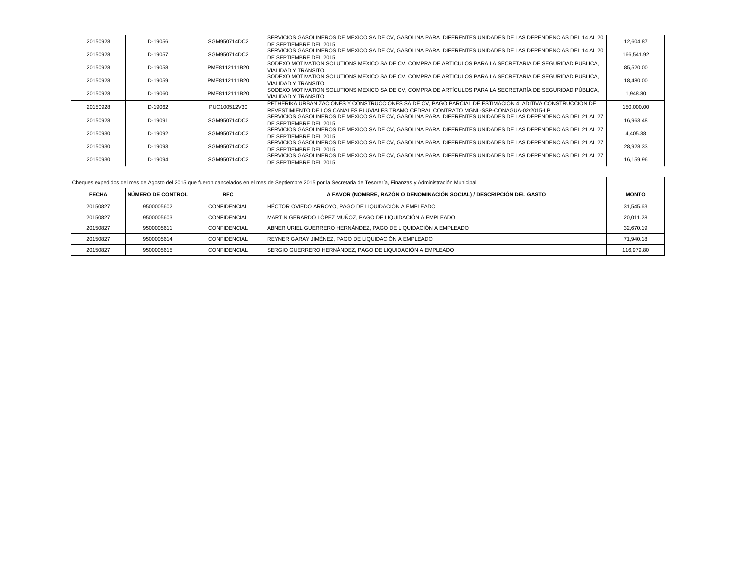| | | | | |
|---|---|---|---|---|
| 20150928 | D-19056 | SGM950714DC2 | SERVICIOS GASOLINEROS DE MEXICO SA DE CV, GASOLINA PARA DIFERENTES UNIDADES DE LAS DEPENDENCIAS DEL 14 AL 20 DE SEPTIEMBRE DEL 2015 | 12,604.87 |
| 20150928 | D-19057 | SGM950714DC2 | SERVICIOS GASOLINEROS DE MEXICO SA DE CV, GASOLINA PARA DIFERENTES UNIDADES DE LAS DEPENDENCIAS DEL 14 AL 20 DE SEPTIEMBRE DEL 2015 | 166,541.92 |
| 20150928 | D-19058 | PME8112111B20 | SODEXO MOTIVATION SOLUTIONS MEXICO SA DE CV, COMPRA DE ARTICULOS PARA LA SECRETARIA DE SEGURIDAD PUBLICA, VIALIDAD Y TRANSITO | 85,520.00 |
| 20150928 | D-19059 | PME8112111B20 | SODEXO MOTIVATION SOLUTIONS MEXICO SA DE CV, COMPRA DE ARTICULOS PARA LA SECRETARIA DE SEGURIDAD PUBLICA, VIALIDAD Y TRANSITO | 18,480.00 |
| 20150928 | D-19060 | PME8112111B20 | SODEXO MOTIVATION SOLUTIONS MEXICO SA DE CV, COMPRA DE ARTÍCULOS PARA LA SECRETARÍA DE SEGURIDAD PÚBLICA, VIALIDAD Y TRANSITO | 1,948.80 |
| 20150928 | D-19062 | PUC100512V30 | PETHERIKA URBANIZACIONES Y CONSTRUCCIONES SA DE CV, PAGO PARCIAL DE ESTIMACIÓN 4 ADITIVA CONSTRUCCIÓN DE REVESTIMIENTO DE LOS CANALES PLUVIALES TRAMO CEDRAL CONTRATO MGNL-SSP-CONAGUA-02/2015-LP | 150,000.00 |
| 20150928 | D-19091 | SGM950714DC2 | SERVICIOS GASOLINEROS DE MEXICO SA DE CV, GASOLINA PARA DIFERENTES UNIDADES DE LAS DEPENDENCIAS DEL 21 AL 27 DE SEPTIEMBRE DEL 2015 | 16,963.48 |
| 20150930 | D-19092 | SGM950714DC2 | SERVICIOS GASOLINEROS DE MEXICO SA DE CV, GASOLINA PARA DIFERENTES UNIDADES DE LAS DEPENDENCIAS DEL 21 AL 27 DE SEPTIEMBRE DEL 2015 | 4,405.38 |
| 20150930 | D-19093 | SGM950714DC2 | SERVICIOS GASOLINEROS DE MEXICO SA DE CV, GASOLINA PARA DIFERENTES UNIDADES DE LAS DEPENDENCIAS DEL 21 AL 27 DE SEPTIEMBRE DEL 2015 | 28,928.33 |
| 20150930 | D-19094 | SGM950714DC2 | SERVICIOS GASOLINEROS DE MEXICO SA DE CV, GASOLINA PARA DIFERENTES UNIDADES DE LAS DEPENDENCIAS DEL 21 AL 27 DE SEPTIEMBRE DEL 2015 | 16,159.96 |

| Cheques expedidos del mes de Agosto del 2015 que fueron cancelados en el mes de Septiembre 2015 por la Secretaria de Tesorería, Finanzas y Administración Municipal | | | | |
|---|---|---|---|---|
| **FECHA** | **NÚMERO DE CONTROL** | **RFC** | **A FAVOR (NOMBRE, RAZÓN O DENOMINACIÓN SOCIAL) / DESCRIPCIÓN DEL GASTO** | **MONTO** |
| 20150827 | 9500005602 | CONFIDENCIAL | HÉCTOR OVIEDO ARROYO, PAGO DE LIQUIDACIÓN A EMPLEADO | 31,545.63 |
| 20150827 | 9500005603 | CONFIDENCIAL | MARTIN GERARDO LÓPEZ MUÑOZ, PAGO DE LIQUIDACIÓN A EMPLEADO | 20,011.28 |
| 20150827 | 9500005611 | CONFIDENCIAL | ABNER URIEL GUERRERO HERNÁNDEZ, PAGO DE LIQUIDACIÓN A EMPLEADO | 32,670.19 |
| 20150827 | 9500005614 | CONFIDENCIAL | REYNER GARAY JIMÉNEZ, PAGO DE LIQUIDACIÓN A EMPLEADO | 71,940.18 |
| 20150827 | 9500005615 | CONFIDENCIAL | SERGIO GUERRERO HERNÁNDEZ, PAGO DE LIQUIDACIÓN A EMPLEADO | 116,979.80 |